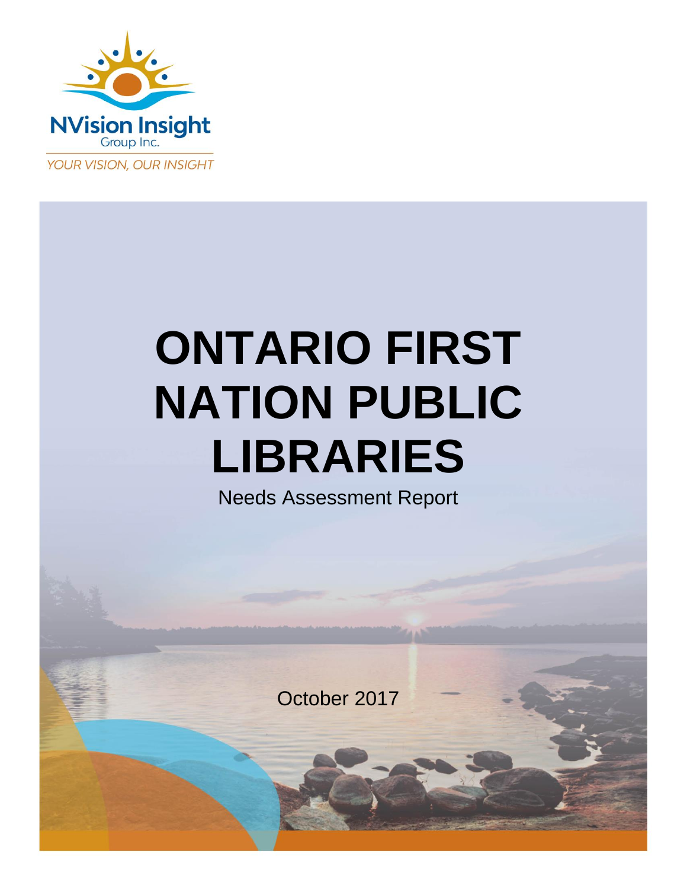NVision Insight
Group Inc.
YOUR VISION, OUR INSIGHT

# ONTARIO FIRST NATION PUBLIC LIBRARIES

Needs Assessment Report

October 2017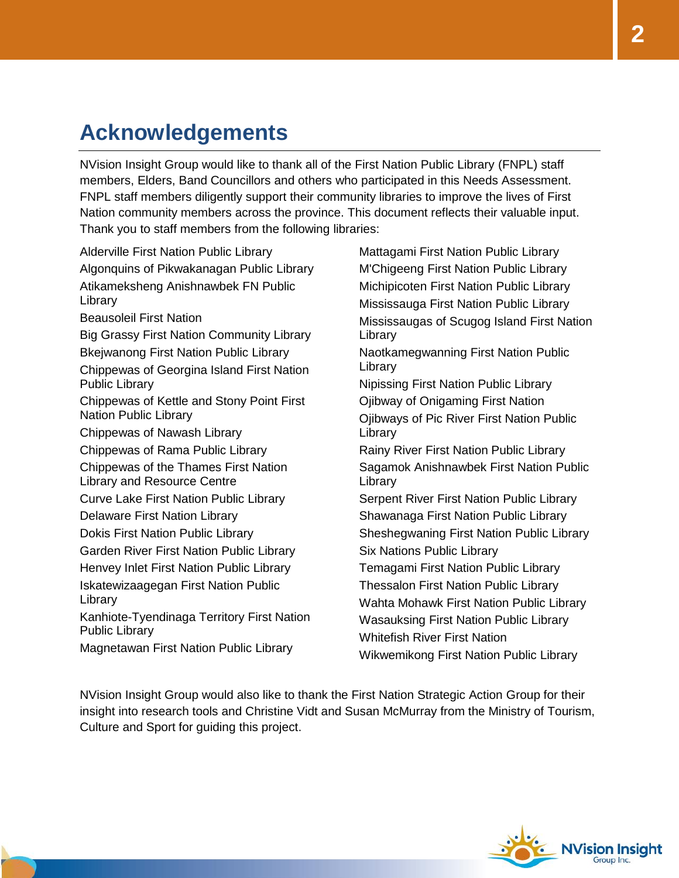# Acknowledgements

NVision Insight Group would like to thank all of the First Nation Public Library (FNPL) staff members, Elders, Band Councillors and others who participated in this Needs Assessment. FNPL staff members diligently support their community libraries to improve the lives of First Nation community members across the province. This document reflects their valuable input. Thank you to staff members from the following libraries:

- Alderville First Nation Public Library
- Algonquins of Pikwakanagan Public Library
- Atikameksheng Anishnawbek FN Public Library
- Beausoleil First Nation
- Big Grassy First Nation Community Library
- Bkejwanong First Nation Public Library
- Chippewas of Georgina Island First Nation Public Library
- Chippewas of Kettle and Stony Point First Nation Public Library
- Chippewas of Nawash Library
- Chippewas of Rama Public Library
- Chippewas of the Thames First Nation Library and Resource Centre
- Curve Lake First Nation Public Library
- Delaware First Nation Library
- Dokis First Nation Public Library
- Garden River First Nation Public Library
- Henvey Inlet First Nation Public Library
- Iskatewizaagegan First Nation Public Library
- Kanhiote-Tyendinaga Territory First Nation Public Library
- Magnetawan First Nation Public Library
- Mattagami First Nation Public Library
- M'Chigeeng First Nation Public Library
- Michipicoten First Nation Public Library
- Mississauga First Nation Public Library
- Mississaugas of Scugog Island First Nation Library
- Naotkamegwanning First Nation Public Library
- Nipissing First Nation Public Library
- Ojibway of Onigaming First Nation
- Ojibways of Pic River First Nation Public Library
- Rainy River First Nation Public Library
- Sagamok Anishnawbek First Nation Public Library
- Serpent River First Nation Public Library
- Shawanaga First Nation Public Library
- Sheshegwaning First Nation Public Library
- Six Nations Public Library
- Temagami First Nation Public Library
- Thessalon First Nation Public Library
- Wahta Mohawk First Nation Public Library
- Wasauksing First Nation Public Library
- Whitefish River First Nation
- Wikwemikong First Nation Public Library

NVision Insight Group would also like to thank the First Nation Strategic Action Group for their insight into research tools and Christine Vidt and Susan McMurray from the Ministry of Tourism, Culture and Sport for guiding this project.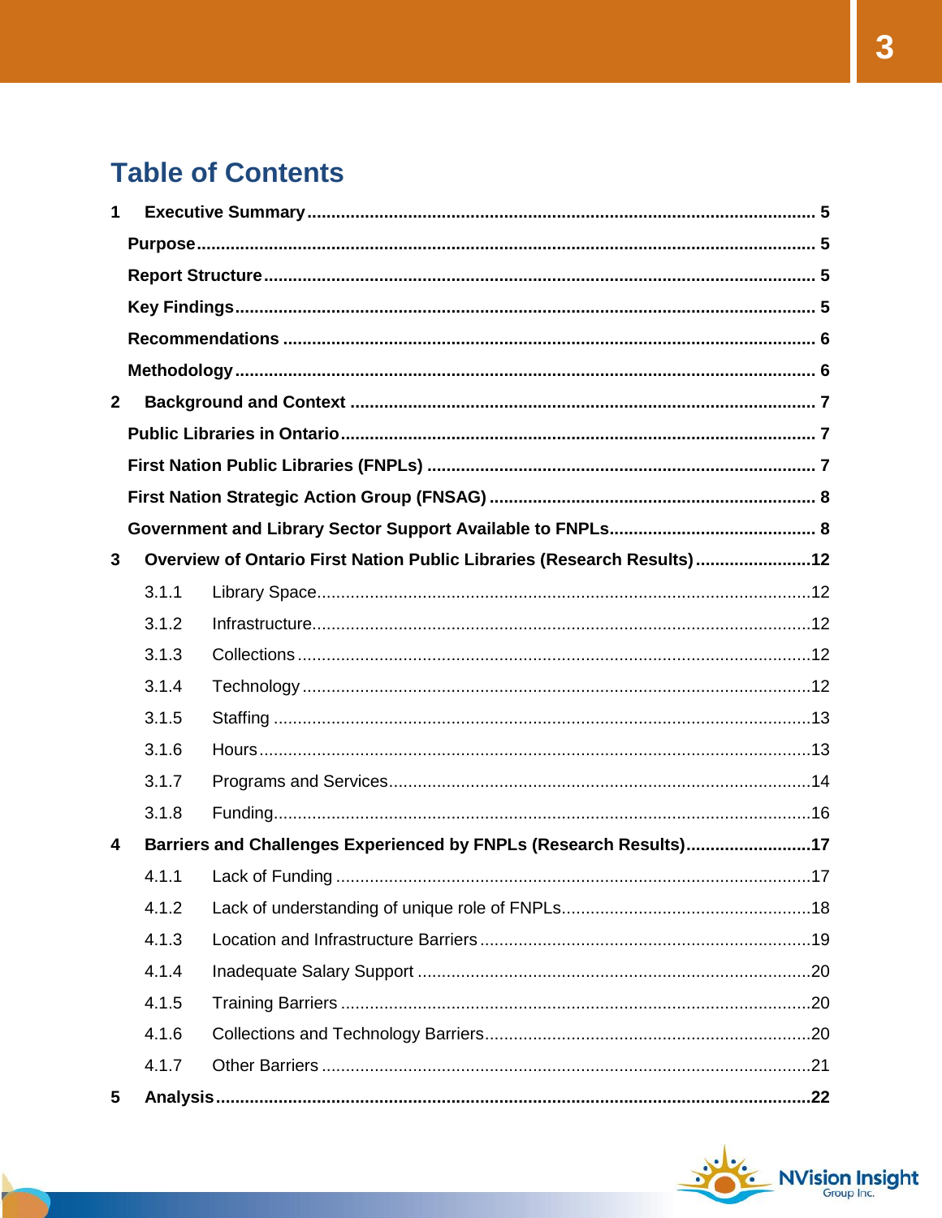# Table of Contents

1 **Executive Summary** .......... 5

**Purpose** .......... 5

**Report Structure** .......... 5

**Key Findings** .......... 5

**Recommendations** .......... 6

**Methodology** .......... 6

2 **Background and Context** .......... 7

**Public Libraries in Ontario** .......... 7

**First Nation Public Libraries (FNPLs)** .......... 7

**First Nation Strategic Action Group (FNSAG)** .......... 8

**Government and Library Sector Support Available to FNPLs** .......... 8

3 **Overview of Ontario First Nation Public Libraries (Research Results)** .......... 12

3.1.1 Library Space .......... 12

3.1.2 Infrastructure .......... 12

3.1.3 Collections .......... 12

3.1.4 Technology .......... 12

3.1.5 Staffing .......... 13

3.1.6 Hours .......... 13

3.1.7 Programs and Services .......... 14

3.1.8 Funding .......... 16

4 **Barriers and Challenges Experienced by FNPLs (Research Results)** .......... 17

4.1.1 Lack of Funding .......... 17

4.1.2 Lack of understanding of unique role of FNPLs .......... 18

4.1.3 Location and Infrastructure Barriers .......... 19

4.1.4 Inadequate Salary Support .......... 20

4.1.5 Training Barriers .......... 20

4.1.6 Collections and Technology Barriers .......... 20

4.1.7 Other Barriers .......... 21

5 **Analysis** .......... 22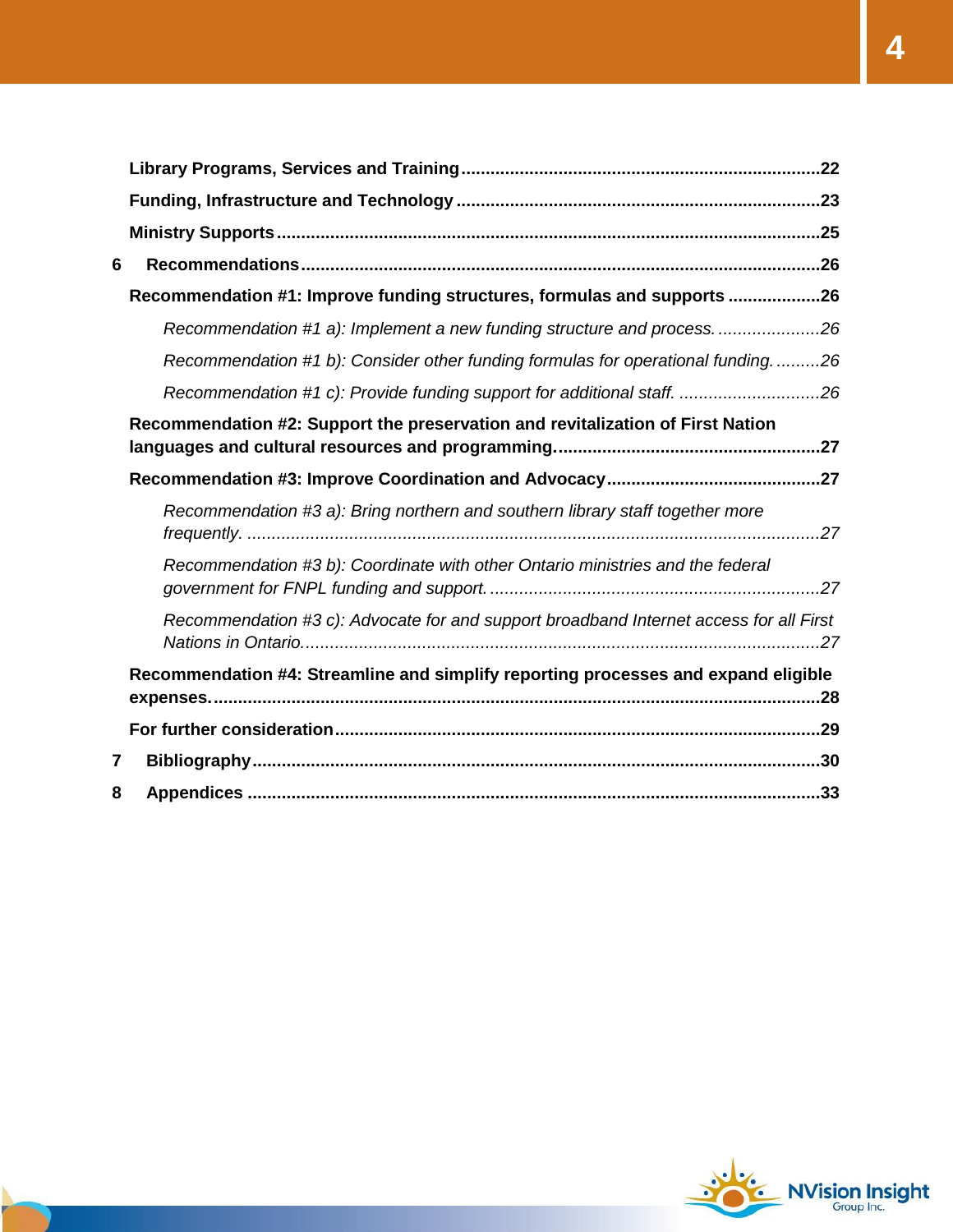**Library Programs, Services and Training** .......... **22**

**Funding, Infrastructure and Technology** .......... **23**

**Ministry Supports** .......... **25**

**6 Recommendations** .......... **26**

**Recommendation #1: Improve funding structures, formulas and supports** .......... **26**

*Recommendation #1 a): Implement a new funding structure and process.* .......... *26*

*Recommendation #1 b): Consider other funding formulas for operational funding.* .......... *26*

*Recommendation #1 c): Provide funding support for additional staff.* .......... *26*

**Recommendation #2: Support the preservation and revitalization of First Nation languages and cultural resources and programming.** .......... **27**

**Recommendation #3: Improve Coordination and Advocacy** .......... **27**

*Recommendation #3 a): Bring northern and southern library staff together more frequently.* .......... *27*

*Recommendation #3 b): Coordinate with other Ontario ministries and the federal government for FNPL funding and support.* .......... *27*

*Recommendation #3 c): Advocate for and support broadband Internet access for all First Nations in Ontario.* .......... *27*

**Recommendation #4: Streamline and simplify reporting processes and expand eligible expenses.** .......... **28**

**For further consideration** .......... **29**

**7 Bibliography** .......... **30**

**8 Appendices** .......... **33**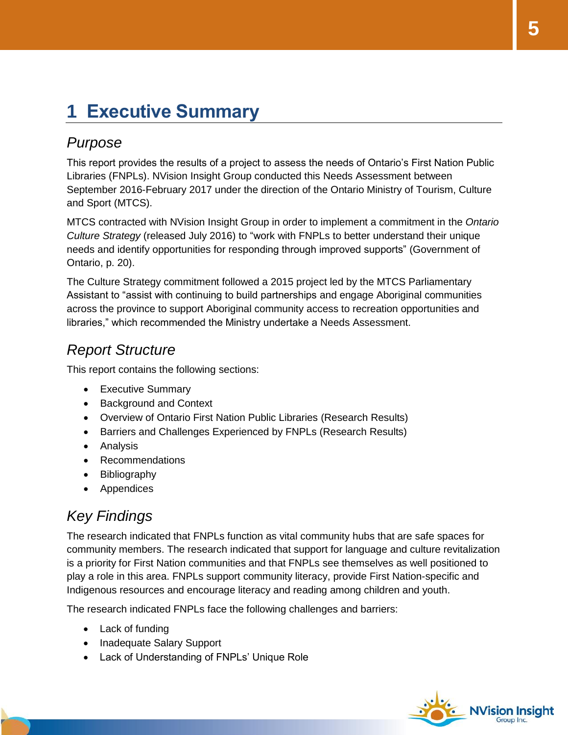# 1 Executive Summary

## *Purpose*

This report provides the results of a project to assess the needs of Ontario's First Nation Public Libraries (FNPLs). NVision Insight Group conducted this Needs Assessment between September 2016-February 2017 under the direction of the Ontario Ministry of Tourism, Culture and Sport (MTCS).

MTCS contracted with NVision Insight Group in order to implement a commitment in the *Ontario Culture Strategy* (released July 2016) to "work with FNPLs to better understand their unique needs and identify opportunities for responding through improved supports" (Government of Ontario, p. 20).

The Culture Strategy commitment followed a 2015 project led by the MTCS Parliamentary Assistant to "assist with continuing to build partnerships and engage Aboriginal communities across the province to support Aboriginal community access to recreation opportunities and libraries," which recommended the Ministry undertake a Needs Assessment.

## *Report Structure*

This report contains the following sections:

- Executive Summary
- Background and Context
- Overview of Ontario First Nation Public Libraries (Research Results)
- Barriers and Challenges Experienced by FNPLs (Research Results)
- Analysis
- Recommendations
- Bibliography
- Appendices

## *Key Findings*

The research indicated that FNPLs function as vital community hubs that are safe spaces for community members. The research indicated that support for language and culture revitalization is a priority for First Nation communities and that FNPLs see themselves as well positioned to play a role in this area. FNPLs support community literacy, provide First Nation-specific and Indigenous resources and encourage literacy and reading among children and youth.

The research indicated FNPLs face the following challenges and barriers:

- Lack of funding
- Inadequate Salary Support
- Lack of Understanding of FNPLs' Unique Role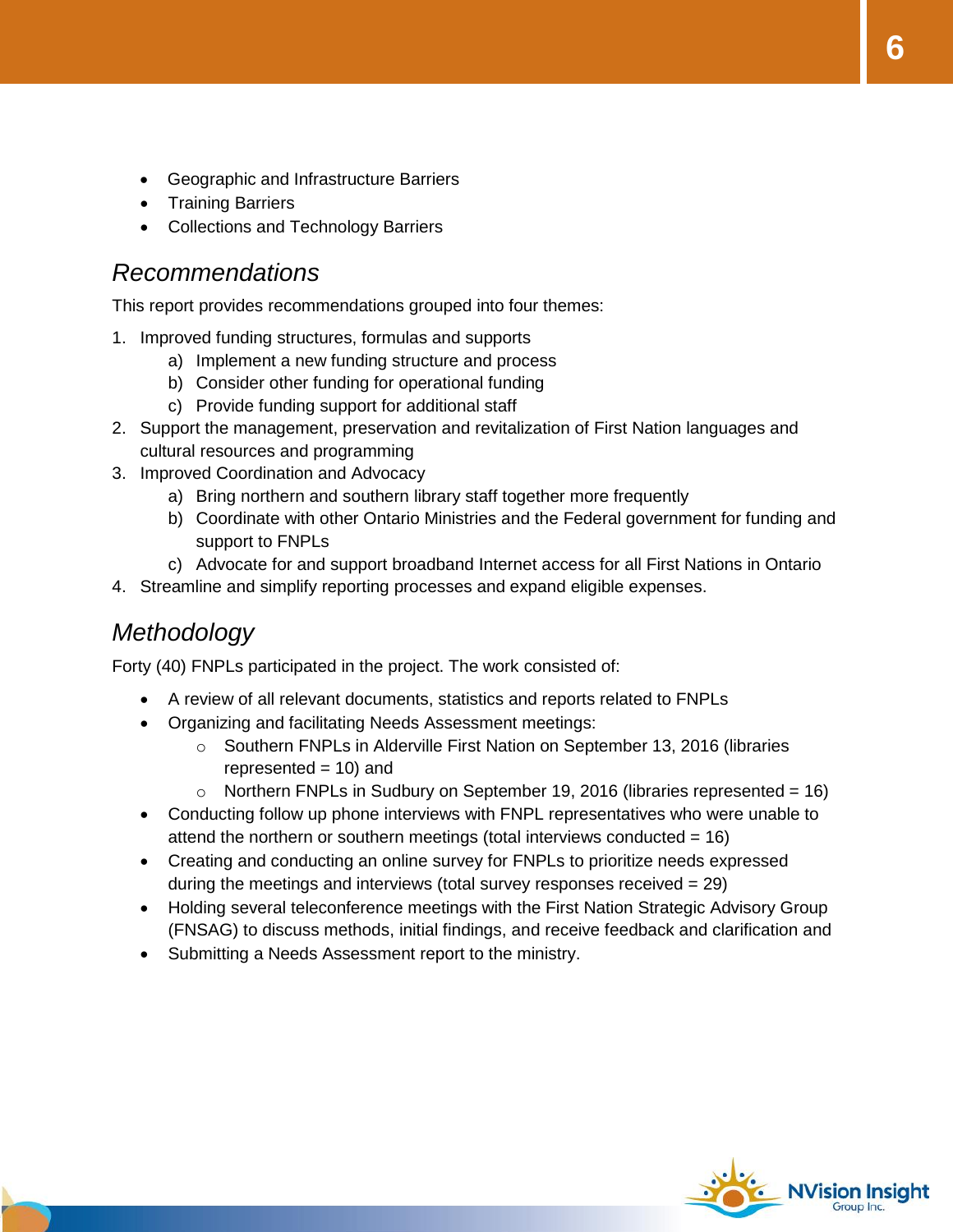- Geographic and Infrastructure Barriers
- Training Barriers
- Collections and Technology Barriers

## Recommendations

This report provides recommendations grouped into four themes:

1. Improved funding structures, formulas and supports
   a) Implement a new funding structure and process
   b) Consider other funding for operational funding
   c) Provide funding support for additional staff
2. Support the management, preservation and revitalization of First Nation languages and cultural resources and programming
3. Improved Coordination and Advocacy
   a) Bring northern and southern library staff together more frequently
   b) Coordinate with other Ontario Ministries and the Federal government for funding and support to FNPLs
   c) Advocate for and support broadband Internet access for all First Nations in Ontario
4. Streamline and simplify reporting processes and expand eligible expenses.

## Methodology

Forty (40) FNPLs participated in the project. The work consisted of:

- A review of all relevant documents, statistics and reports related to FNPLs
- Organizing and facilitating Needs Assessment meetings:
  - Southern FNPLs in Alderville First Nation on September 13, 2016 (libraries represented = 10) and
  - Northern FNPLs in Sudbury on September 19, 2016 (libraries represented = 16)
- Conducting follow up phone interviews with FNPL representatives who were unable to attend the northern or southern meetings (total interviews conducted = 16)
- Creating and conducting an online survey for FNPLs to prioritize needs expressed during the meetings and interviews (total survey responses received = 29)
- Holding several teleconference meetings with the First Nation Strategic Advisory Group (FNSAG) to discuss methods, initial findings, and receive feedback and clarification and
- Submitting a Needs Assessment report to the ministry.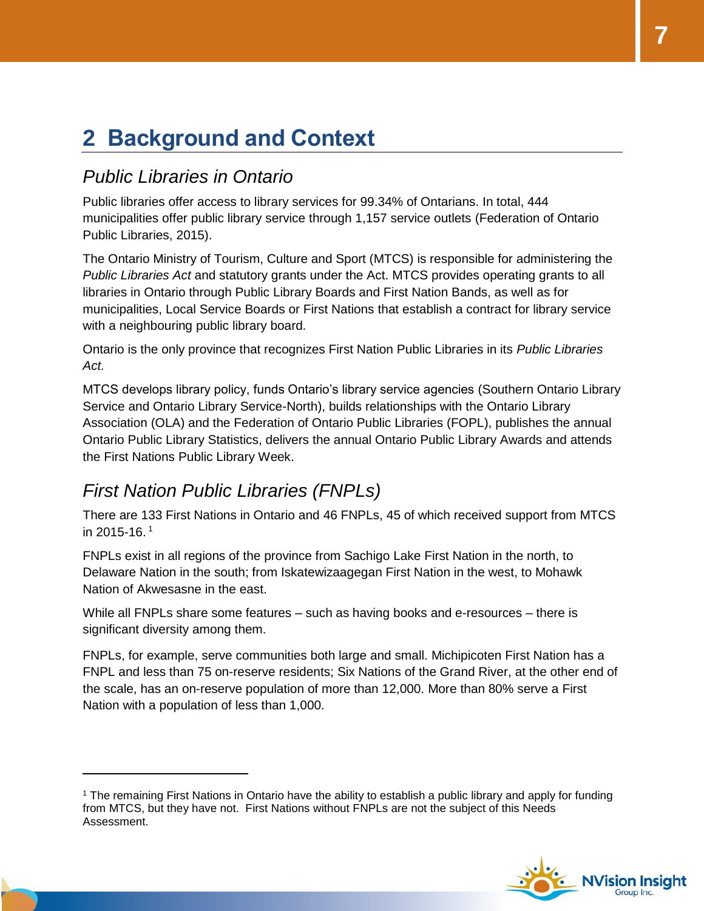# 2 Background and Context

## *Public Libraries in Ontario*

Public libraries offer access to library services for 99.34% of Ontarians. In total, 444 municipalities offer public library service through 1,157 service outlets (Federation of Ontario Public Libraries, 2015).

The Ontario Ministry of Tourism, Culture and Sport (MTCS) is responsible for administering the *Public Libraries Act* and statutory grants under the Act. MTCS provides operating grants to all libraries in Ontario through Public Library Boards and First Nation Bands, as well as for municipalities, Local Service Boards or First Nations that establish a contract for library service with a neighbouring public library board.

Ontario is the only province that recognizes First Nation Public Libraries in its *Public Libraries Act.*

MTCS develops library policy, funds Ontario's library service agencies (Southern Ontario Library Service and Ontario Library Service-North), builds relationships with the Ontario Library Association (OLA) and the Federation of Ontario Public Libraries (FOPL), publishes the annual Ontario Public Library Statistics, delivers the annual Ontario Public Library Awards and attends the First Nations Public Library Week.

## *First Nation Public Libraries (FNPLs)*

There are 133 First Nations in Ontario and 46 FNPLs, 45 of which received support from MTCS in 2015-16. [1]

FNPLs exist in all regions of the province from Sachigo Lake First Nation in the north, to Delaware Nation in the south; from Iskatewizaagegan First Nation in the west, to Mohawk Nation of Akwesasne in the east.

While all FNPLs share some features – such as having books and e-resources – there is significant diversity among them.

FNPLs, for example, serve communities both large and small. Michipicoten First Nation has a FNPL and less than 75 on-reserve residents; Six Nations of the Grand River, at the other end of the scale, has an on-reserve population of more than 12,000. More than 80% serve a First Nation with a population of less than 1,000.

---

[1] The remaining First Nations in Ontario have the ability to establish a public library and apply for funding from MTCS, but they have not. First Nations without FNPLs are not the subject of this Needs Assessment.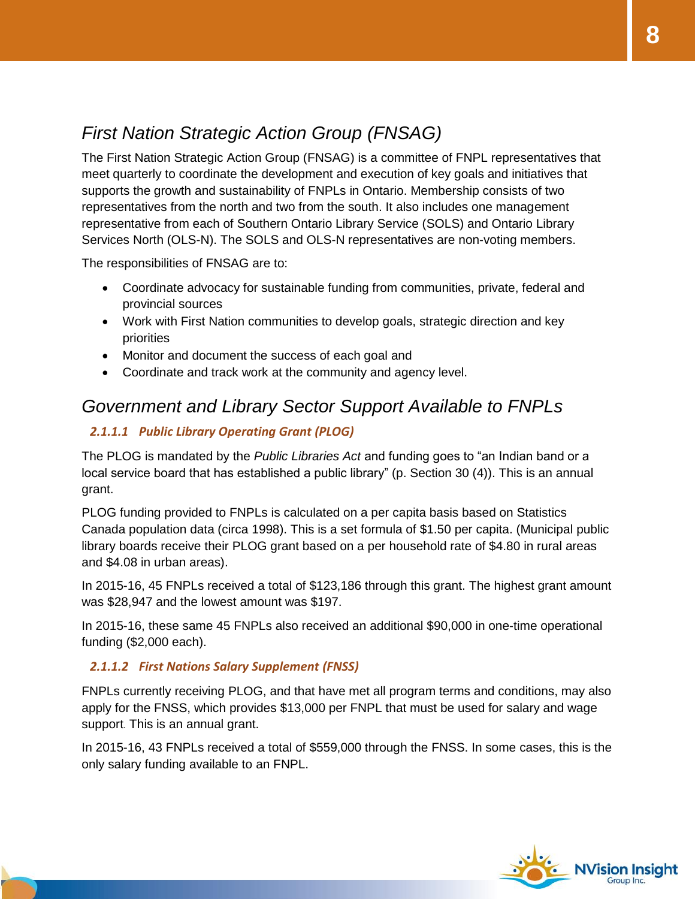## *First Nation Strategic Action Group (FNSAG)*

The First Nation Strategic Action Group (FNSAG) is a committee of FNPL representatives that meet quarterly to coordinate the development and execution of key goals and initiatives that supports the growth and sustainability of FNPLs in Ontario. Membership consists of two representatives from the north and two from the south. It also includes one management representative from each of Southern Ontario Library Service (SOLS) and Ontario Library Services North (OLS-N). The SOLS and OLS-N representatives are non-voting members.

The responsibilities of FNSAG are to:

- Coordinate advocacy for sustainable funding from communities, private, federal and provincial sources
- Work with First Nation communities to develop goals, strategic direction and key priorities
- Monitor and document the success of each goal and
- Coordinate and track work at the community and agency level.

## *Government and Library Sector Support Available to FNPLs*

### *2.1.1.1 Public Library Operating Grant (PLOG)*

The PLOG is mandated by the *Public Libraries Act* and funding goes to "an Indian band or a local service board that has established a public library" (p. Section 30 (4)). This is an annual grant.

PLOG funding provided to FNPLs is calculated on a per capita basis based on Statistics Canada population data (circa 1998). This is a set formula of $1.50 per capita. (Municipal public library boards receive their PLOG grant based on a per household rate of $4.80 in rural areas and $4.08 in urban areas).

In 2015-16, 45 FNPLs received a total of $123,186 through this grant. The highest grant amount was $28,947 and the lowest amount was $197.

In 2015-16, these same 45 FNPLs also received an additional $90,000 in one-time operational funding ($2,000 each).

### *2.1.1.2 First Nations Salary Supplement (FNSS)*

FNPLs currently receiving PLOG, and that have met all program terms and conditions, may also apply for the FNSS, which provides $13,000 per FNPL that must be used for salary and wage support. This is an annual grant.

In 2015-16, 43 FNPLs received a total of $559,000 through the FNSS. In some cases, this is the only salary funding available to an FNPL.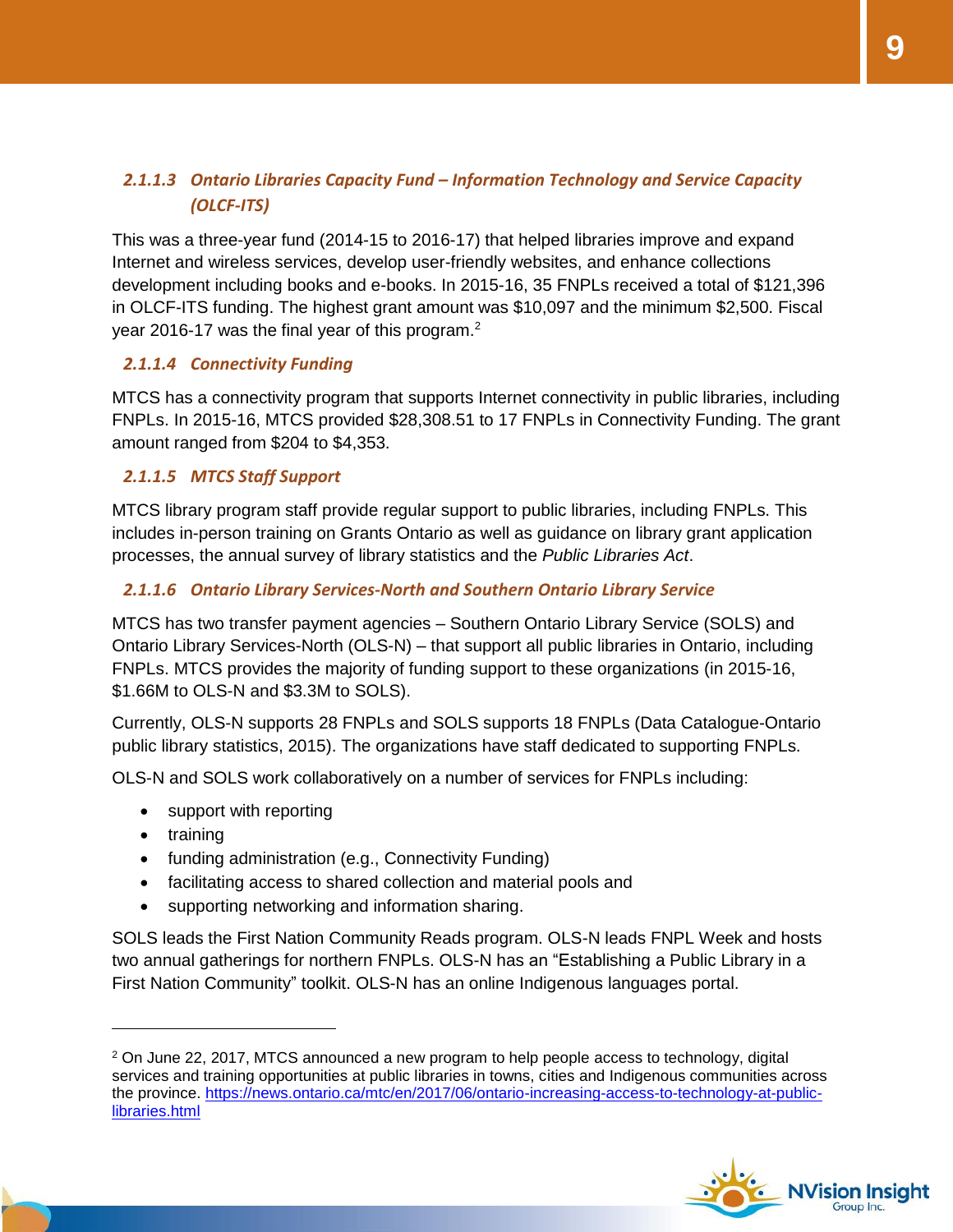#### 2.1.1.3 Ontario Libraries Capacity Fund – Information Technology and Service Capacity (OLCF-ITS)

This was a three-year fund (2014-15 to 2016-17) that helped libraries improve and expand Internet and wireless services, develop user-friendly websites, and enhance collections development including books and e-books. In 2015-16, 35 FNPLs received a total of $121,396 in OLCF-ITS funding. The highest grant amount was $10,097 and the minimum $2,500. Fiscal year 2016-17 was the final year of this program.[2]

#### 2.1.1.4 Connectivity Funding

MTCS has a connectivity program that supports Internet connectivity in public libraries, including FNPLs. In 2015-16, MTCS provided $28,308.51 to 17 FNPLs in Connectivity Funding. The grant amount ranged from $204 to $4,353.

#### 2.1.1.5 MTCS Staff Support

MTCS library program staff provide regular support to public libraries, including FNPLs. This includes in-person training on Grants Ontario as well as guidance on library grant application processes, the annual survey of library statistics and the *Public Libraries Act*.

#### 2.1.1.6 Ontario Library Services-North and Southern Ontario Library Service

MTCS has two transfer payment agencies – Southern Ontario Library Service (SOLS) and Ontario Library Services-North (OLS-N) – that support all public libraries in Ontario, including FNPLs. MTCS provides the majority of funding support to these organizations (in 2015-16, $1.66M to OLS-N and $3.3M to SOLS).

Currently, OLS-N supports 28 FNPLs and SOLS supports 18 FNPLs (Data Catalogue-Ontario public library statistics, 2015). The organizations have staff dedicated to supporting FNPLs.

OLS-N and SOLS work collaboratively on a number of services for FNPLs including:

- support with reporting
- training
- funding administration (e.g., Connectivity Funding)
- facilitating access to shared collection and material pools and
- supporting networking and information sharing.

SOLS leads the First Nation Community Reads program. OLS-N leads FNPL Week and hosts two annual gatherings for northern FNPLs. OLS-N has an "Establishing a Public Library in a First Nation Community" toolkit. OLS-N has an online Indigenous languages portal.

---

[2] On June 22, 2017, MTCS announced a new program to help people access to technology, digital services and training opportunities at public libraries in towns, cities and Indigenous communities across the province. https://news.ontario.ca/mtc/en/2017/06/ontario-increasing-access-to-technology-at-public-libraries.html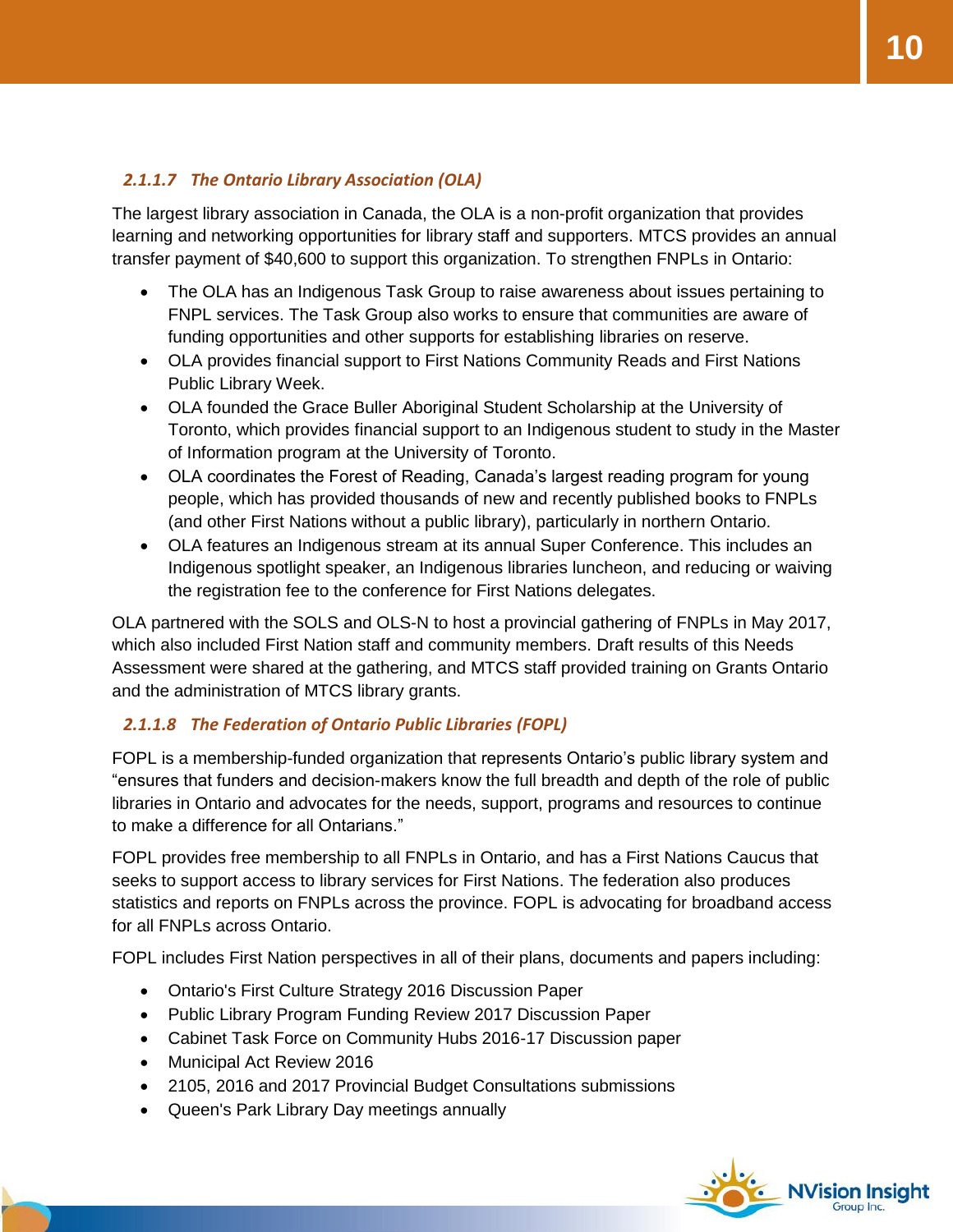#### 2.1.1.7 The Ontario Library Association (OLA)

The largest library association in Canada, the OLA is a non-profit organization that provides learning and networking opportunities for library staff and supporters. MTCS provides an annual transfer payment of $40,600 to support this organization. To strengthen FNPLs in Ontario:

- The OLA has an Indigenous Task Group to raise awareness about issues pertaining to FNPL services. The Task Group also works to ensure that communities are aware of funding opportunities and other supports for establishing libraries on reserve.
- OLA provides financial support to First Nations Community Reads and First Nations Public Library Week.
- OLA founded the Grace Buller Aboriginal Student Scholarship at the University of Toronto, which provides financial support to an Indigenous student to study in the Master of Information program at the University of Toronto.
- OLA coordinates the Forest of Reading, Canada's largest reading program for young people, which has provided thousands of new and recently published books to FNPLs (and other First Nations without a public library), particularly in northern Ontario.
- OLA features an Indigenous stream at its annual Super Conference. This includes an Indigenous spotlight speaker, an Indigenous libraries luncheon, and reducing or waiving the registration fee to the conference for First Nations delegates.

OLA partnered with the SOLS and OLS-N to host a provincial gathering of FNPLs in May 2017, which also included First Nation staff and community members. Draft results of this Needs Assessment were shared at the gathering, and MTCS staff provided training on Grants Ontario and the administration of MTCS library grants.

#### 2.1.1.8 The Federation of Ontario Public Libraries (FOPL)

FOPL is a membership-funded organization that represents Ontario's public library system and "ensures that funders and decision-makers know the full breadth and depth of the role of public libraries in Ontario and advocates for the needs, support, programs and resources to continue to make a difference for all Ontarians."

FOPL provides free membership to all FNPLs in Ontario, and has a First Nations Caucus that seeks to support access to library services for First Nations. The federation also produces statistics and reports on FNPLs across the province. FOPL is advocating for broadband access for all FNPLs across Ontario.

FOPL includes First Nation perspectives in all of their plans, documents and papers including:

- Ontario's First Culture Strategy 2016 Discussion Paper
- Public Library Program Funding Review 2017 Discussion Paper
- Cabinet Task Force on Community Hubs 2016-17 Discussion paper
- Municipal Act Review 2016
- 2105, 2016 and 2017 Provincial Budget Consultations submissions
- Queen's Park Library Day meetings annually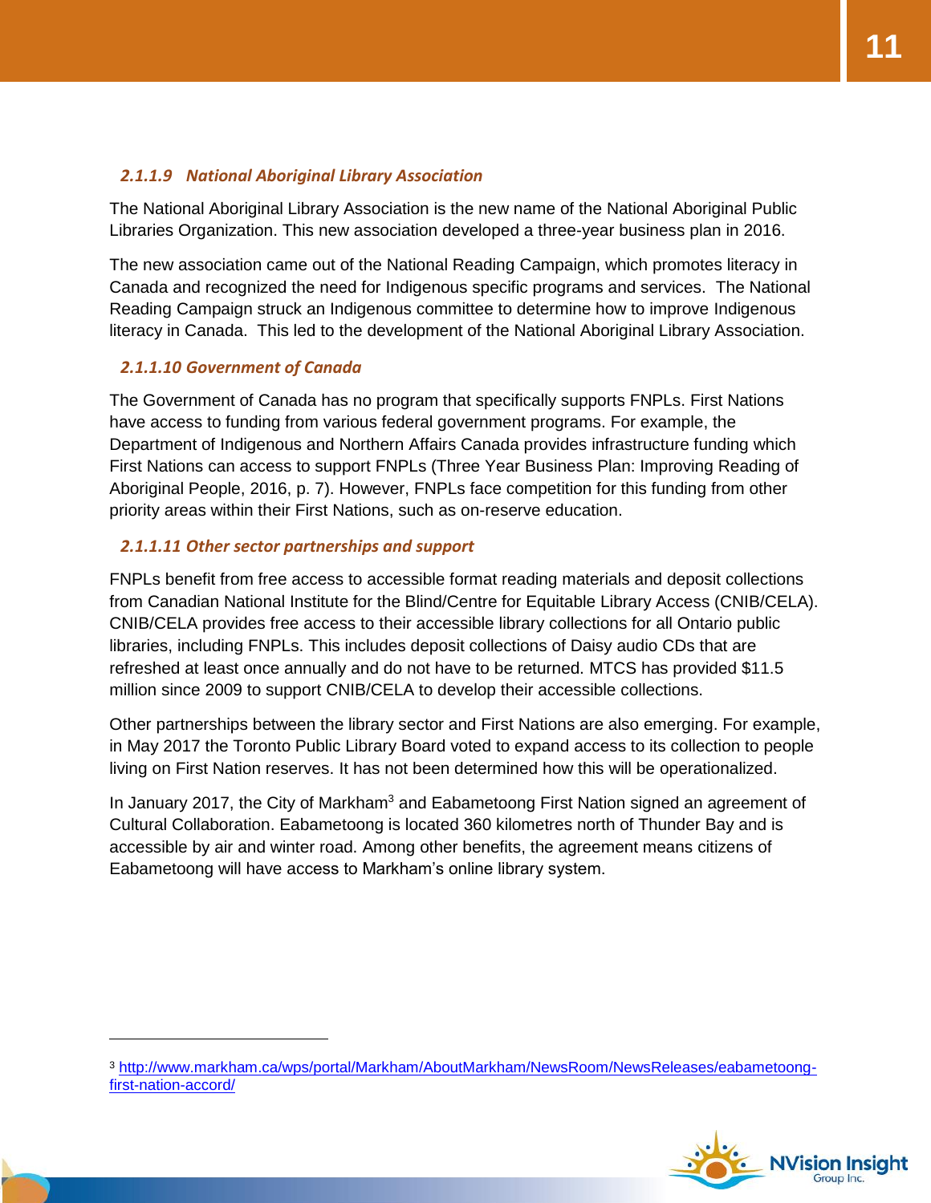#### 2.1.1.9 National Aboriginal Library Association

The National Aboriginal Library Association is the new name of the National Aboriginal Public Libraries Organization. This new association developed a three-year business plan in 2016.

The new association came out of the National Reading Campaign, which promotes literacy in Canada and recognized the need for Indigenous specific programs and services. The National Reading Campaign struck an Indigenous committee to determine how to improve Indigenous literacy in Canada. This led to the development of the National Aboriginal Library Association.

#### 2.1.1.10 Government of Canada

The Government of Canada has no program that specifically supports FNPLs. First Nations have access to funding from various federal government programs. For example, the Department of Indigenous and Northern Affairs Canada provides infrastructure funding which First Nations can access to support FNPLs (Three Year Business Plan: Improving Reading of Aboriginal People, 2016, p. 7). However, FNPLs face competition for this funding from other priority areas within their First Nations, such as on-reserve education.

#### 2.1.1.11 Other sector partnerships and support

FNPLs benefit from free access to accessible format reading materials and deposit collections from Canadian National Institute for the Blind/Centre for Equitable Library Access (CNIB/CELA). CNIB/CELA provides free access to their accessible library collections for all Ontario public libraries, including FNPLs. This includes deposit collections of Daisy audio CDs that are refreshed at least once annually and do not have to be returned. MTCS has provided $11.5 million since 2009 to support CNIB/CELA to develop their accessible collections.

Other partnerships between the library sector and First Nations are also emerging. For example, in May 2017 the Toronto Public Library Board voted to expand access to its collection to people living on First Nation reserves. It has not been determined how this will be operationalized.

In January 2017, the City of Markham[3] and Eabametoong First Nation signed an agreement of Cultural Collaboration. Eabametoong is located 360 kilometres north of Thunder Bay and is accessible by air and winter road. Among other benefits, the agreement means citizens of Eabametoong will have access to Markham's online library system.

---

[3] http://www.markham.ca/wps/portal/Markham/AboutMarkham/NewsRoom/NewsReleases/eabametoong-first-nation-accord/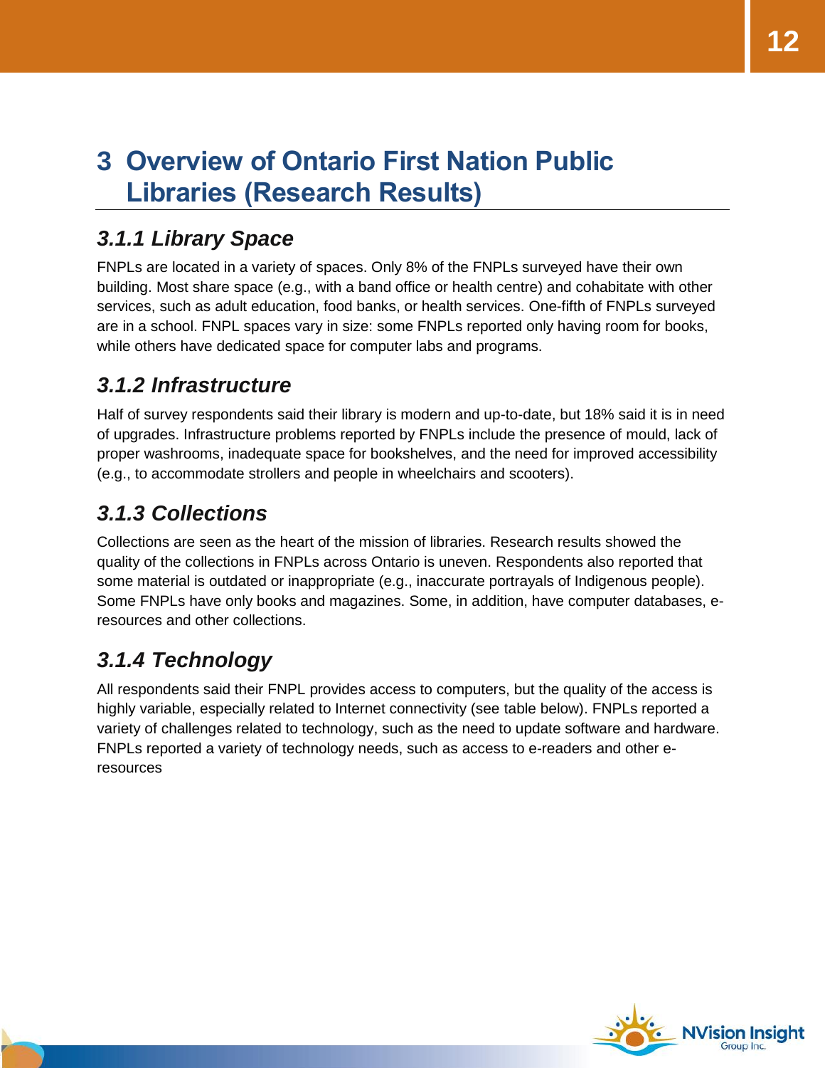# 3 Overview of Ontario First Nation Public Libraries (Research Results)

### *3.1.1 Library Space*

FNPLs are located in a variety of spaces. Only 8% of the FNPLs surveyed have their own building. Most share space (e.g., with a band office or health centre) and cohabitate with other services, such as adult education, food banks, or health services. One-fifth of FNPLs surveyed are in a school. FNPL spaces vary in size: some FNPLs reported only having room for books, while others have dedicated space for computer labs and programs.

### *3.1.2 Infrastructure*

Half of survey respondents said their library is modern and up-to-date, but 18% said it is in need of upgrades. Infrastructure problems reported by FNPLs include the presence of mould, lack of proper washrooms, inadequate space for bookshelves, and the need for improved accessibility (e.g., to accommodate strollers and people in wheelchairs and scooters).

### *3.1.3 Collections*

Collections are seen as the heart of the mission of libraries. Research results showed the quality of the collections in FNPLs across Ontario is uneven. Respondents also reported that some material is outdated or inappropriate (e.g., inaccurate portrayals of Indigenous people). Some FNPLs have only books and magazines. Some, in addition, have computer databases, e-resources and other collections.

### *3.1.4 Technology*

All respondents said their FNPL provides access to computers, but the quality of the access is highly variable, especially related to Internet connectivity (see table below). FNPLs reported a variety of challenges related to technology, such as the need to update software and hardware. FNPLs reported a variety of technology needs, such as access to e-readers and other e-resources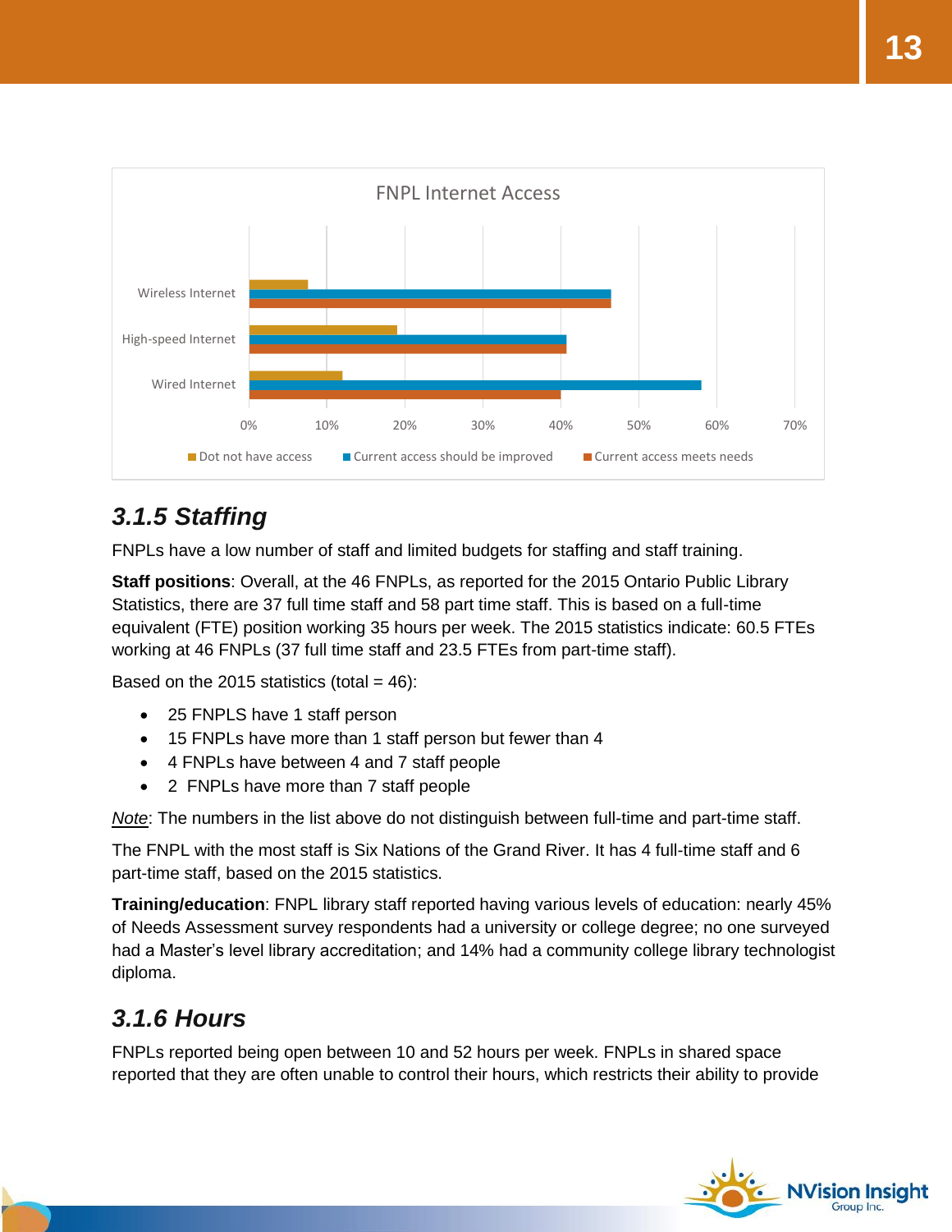FNPL Internet Access

| | Dot not have access | Current access should be improved | Current access meets needs |
|---|---|---|---|
| Wireless Internet | ~7.5% | ~46% | ~46% |
| High-speed Internet | ~19% | ~41% | ~41% |
| Wired Internet | ~12% | ~58% | ~40% |

### 3.1.5 Staffing

FNPLs have a low number of staff and limited budgets for staffing and staff training.

**Staff positions**: Overall, at the 46 FNPLs, as reported for the 2015 Ontario Public Library Statistics, there are 37 full time staff and 58 part time staff. This is based on a full-time equivalent (FTE) position working 35 hours per week. The 2015 statistics indicate: 60.5 FTEs working at 46 FNPLs (37 full time staff and 23.5 FTEs from part-time staff).

Based on the 2015 statistics (total = 46):

- 25 FNPLS have 1 staff person
- 15 FNPLs have more than 1 staff person but fewer than 4
- 4 FNPLs have between 4 and 7 staff people
- 2 FNPLs have more than 7 staff people

*Note*: The numbers in the list above do not distinguish between full-time and part-time staff.

The FNPL with the most staff is Six Nations of the Grand River. It has 4 full-time staff and 6 part-time staff, based on the 2015 statistics.

**Training/education**: FNPL library staff reported having various levels of education: nearly 45% of Needs Assessment survey respondents had a university or college degree; no one surveyed had a Master's level library accreditation; and 14% had a community college library technologist diploma.

### 3.1.6 Hours

FNPLs reported being open between 10 and 52 hours per week. FNPLs in shared space reported that they are often unable to control their hours, which restricts their ability to provide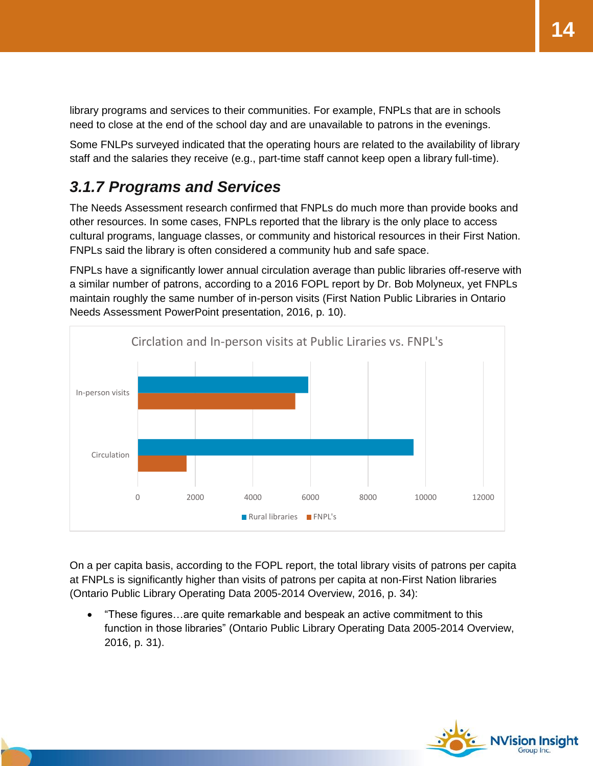library programs and services to their communities. For example, FNPLs that are in schools need to close at the end of the school day and are unavailable to patrons in the evenings.

Some FNLPs surveyed indicated that the operating hours are related to the availability of library staff and the salaries they receive (e.g., part-time staff cannot keep open a library full-time).

### *3.1.7 Programs and Services*

The Needs Assessment research confirmed that FNPLs do much more than provide books and other resources. In some cases, FNPLs reported that the library is the only place to access cultural programs, language classes, or community and historical resources in their First Nation. FNPLs said the library is often considered a community hub and safe space.

FNPLs have a significantly lower annual circulation average than public libraries off-reserve with a similar number of patrons, according to a 2016 FOPL report by Dr. Bob Molyneux, yet FNPLs maintain roughly the same number of in-person visits (First Nation Public Libraries in Ontario Needs Assessment PowerPoint presentation, 2016, p. 10).

Circlation and In-person visits at Public Liraries vs. FNPL's

| | Rural libraries | FNPL's |
|---|---|---|
| In-person visits | ~5900 | ~5450 |
| Circulation | ~9550 | ~1700 |

On a per capita basis, according to the FOPL report, the total library visits of patrons per capita at FNPLs is significantly higher than visits of patrons per capita at non-First Nation libraries (Ontario Public Library Operating Data 2005-2014 Overview, 2016, p. 34):

- "These figures…are quite remarkable and bespeak an active commitment to this function in those libraries" (Ontario Public Library Operating Data 2005-2014 Overview, 2016, p. 31).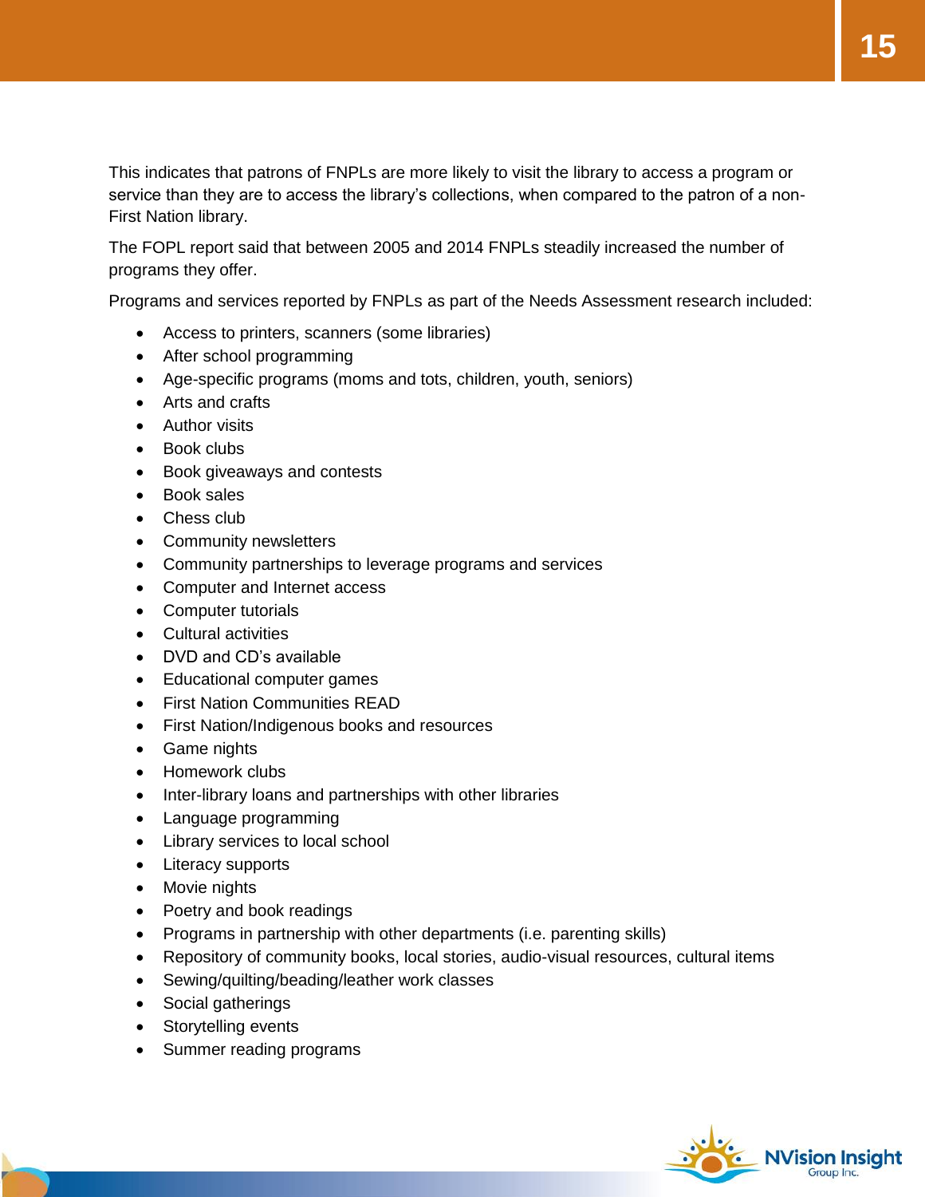This indicates that patrons of FNPLs are more likely to visit the library to access a program or service than they are to access the library's collections, when compared to the patron of a non-First Nation library.

The FOPL report said that between 2005 and 2014 FNPLs steadily increased the number of programs they offer.

Programs and services reported by FNPLs as part of the Needs Assessment research included:

- Access to printers, scanners (some libraries)
- After school programming
- Age-specific programs (moms and tots, children, youth, seniors)
- Arts and crafts
- Author visits
- Book clubs
- Book giveaways and contests
- Book sales
- Chess club
- Community newsletters
- Community partnerships to leverage programs and services
- Computer and Internet access
- Computer tutorials
- Cultural activities
- DVD and CD's available
- Educational computer games
- First Nation Communities READ
- First Nation/Indigenous books and resources
- Game nights
- Homework clubs
- Inter-library loans and partnerships with other libraries
- Language programming
- Library services to local school
- Literacy supports
- Movie nights
- Poetry and book readings
- Programs in partnership with other departments (i.e. parenting skills)
- Repository of community books, local stories, audio-visual resources, cultural items
- Sewing/quilting/beading/leather work classes
- Social gatherings
- Storytelling events
- Summer reading programs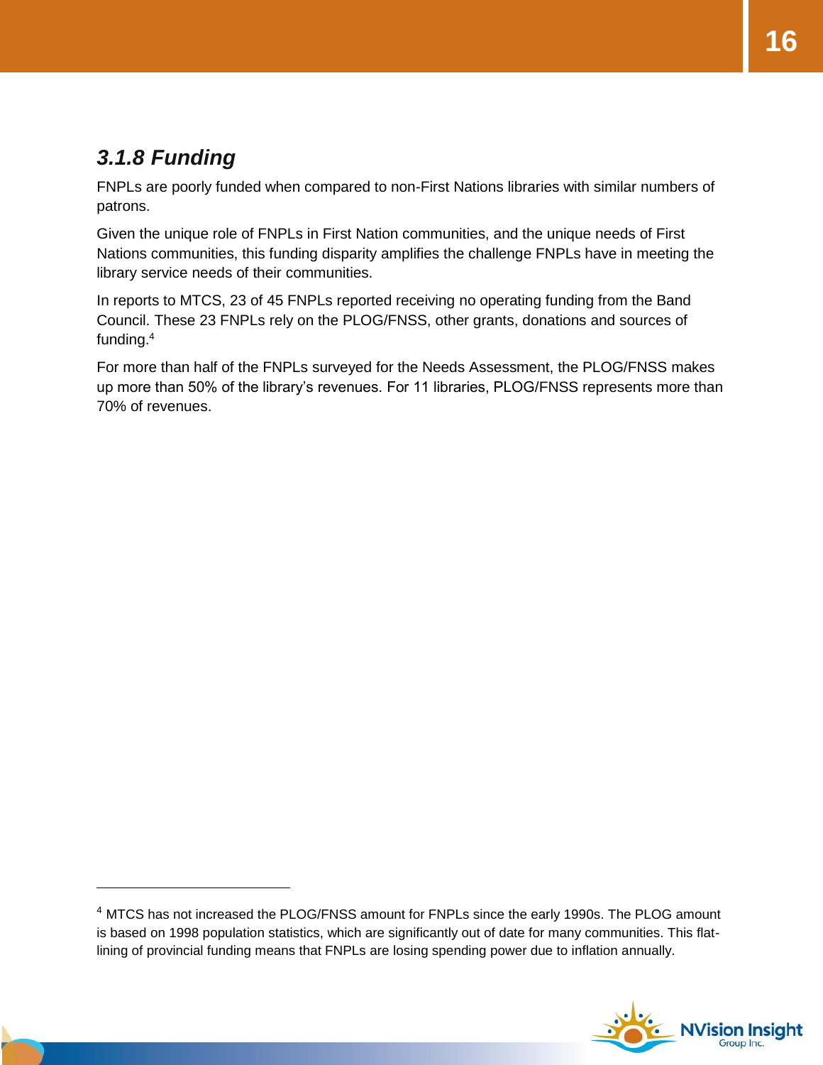### *3.1.8 Funding*

FNPLs are poorly funded when compared to non-First Nations libraries with similar numbers of patrons.

Given the unique role of FNPLs in First Nation communities, and the unique needs of First Nations communities, this funding disparity amplifies the challenge FNPLs have in meeting the library service needs of their communities.

In reports to MTCS, 23 of 45 FNPLs reported receiving no operating funding from the Band Council. These 23 FNPLs rely on the PLOG/FNSS, other grants, donations and sources of funding.[4]

For more than half of the FNPLs surveyed for the Needs Assessment, the PLOG/FNSS makes up more than 50% of the library's revenues. For 11 libraries, PLOG/FNSS represents more than 70% of revenues.

---

[4] MTCS has not increased the PLOG/FNSS amount for FNPLs since the early 1990s. The PLOG amount is based on 1998 population statistics, which are significantly out of date for many communities. This flat-lining of provincial funding means that FNPLs are losing spending power due to inflation annually.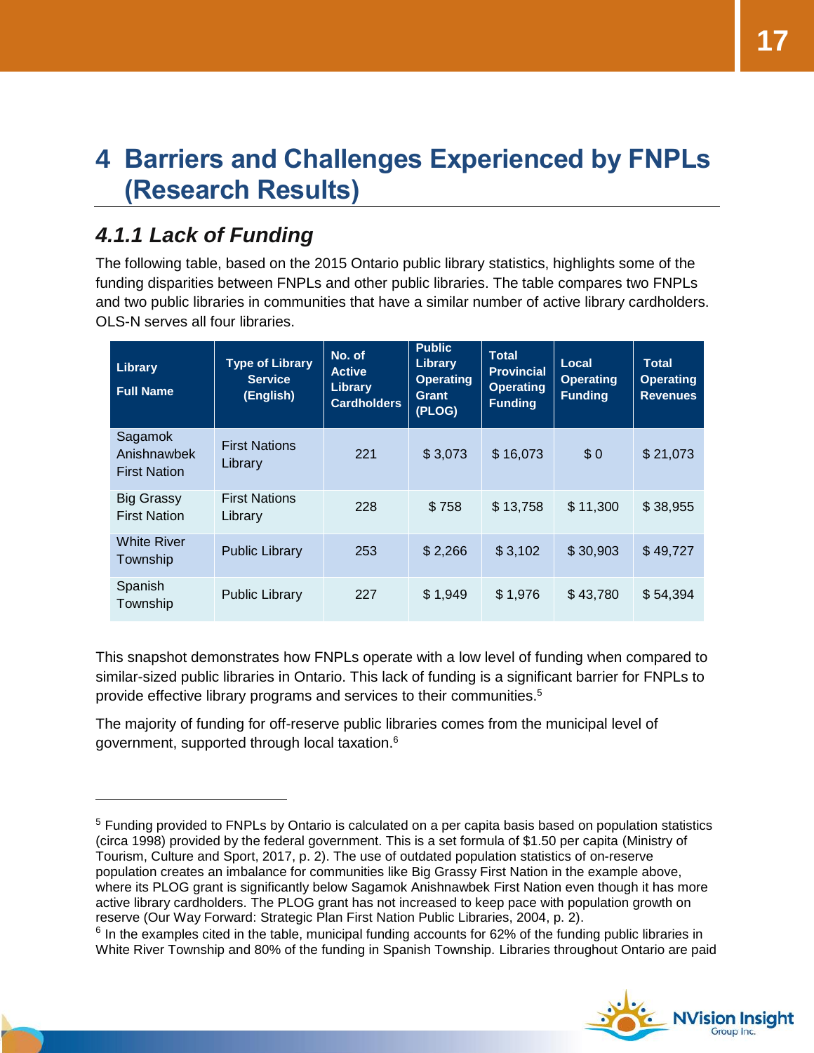# 4 Barriers and Challenges Experienced by FNPLs (Research Results)

### *4.1.1 Lack of Funding*

The following table, based on the 2015 Ontario public library statistics, highlights some of the funding disparities between FNPLs and other public libraries. The table compares two FNPLs and two public libraries in communities that have a similar number of active library cardholders. OLS-N serves all four libraries.

| Library Full Name | Type of Library Service (English) | No. of Active Library Cardholders | Public Library Operating Grant (PLOG) | Total Provincial Operating Funding | Local Operating Funding | Total Operating Revenues |
|---|---|---|---|---|---|---|
| Sagamok Anishnawbek First Nation | First Nations Library | 221 | $ 3,073 | $ 16,073 | $ 0 | $ 21,073 |
| Big Grassy First Nation | First Nations Library | 228 | $ 758 | $ 13,758 | $ 11,300 | $ 38,955 |
| White River Township | Public Library | 253 | $ 2,266 | $ 3,102 | $ 30,903 | $ 49,727 |
| Spanish Township | Public Library | 227 | $ 1,949 | $ 1,976 | $ 43,780 | $ 54,394 |

This snapshot demonstrates how FNPLs operate with a low level of funding when compared to similar-sized public libraries in Ontario. This lack of funding is a significant barrier for FNPLs to provide effective library programs and services to their communities.[5]

The majority of funding for off-reserve public libraries comes from the municipal level of government, supported through local taxation.[6]

---

[5] Funding provided to FNPLs by Ontario is calculated on a per capita basis based on population statistics (circa 1998) provided by the federal government. This is a set formula of $1.50 per capita (Ministry of Tourism, Culture and Sport, 2017, p. 2). The use of outdated population statistics of on-reserve population creates an imbalance for communities like Big Grassy First Nation in the example above, where its PLOG grant is significantly below Sagamok Anishnawbek First Nation even though it has more active library cardholders. The PLOG grant has not increased to keep pace with population growth on reserve (Our Way Forward: Strategic Plan First Nation Public Libraries, 2004, p. 2).

[6] In the examples cited in the table, municipal funding accounts for 62% of the funding public libraries in White River Township and 80% of the funding in Spanish Township. Libraries throughout Ontario are paid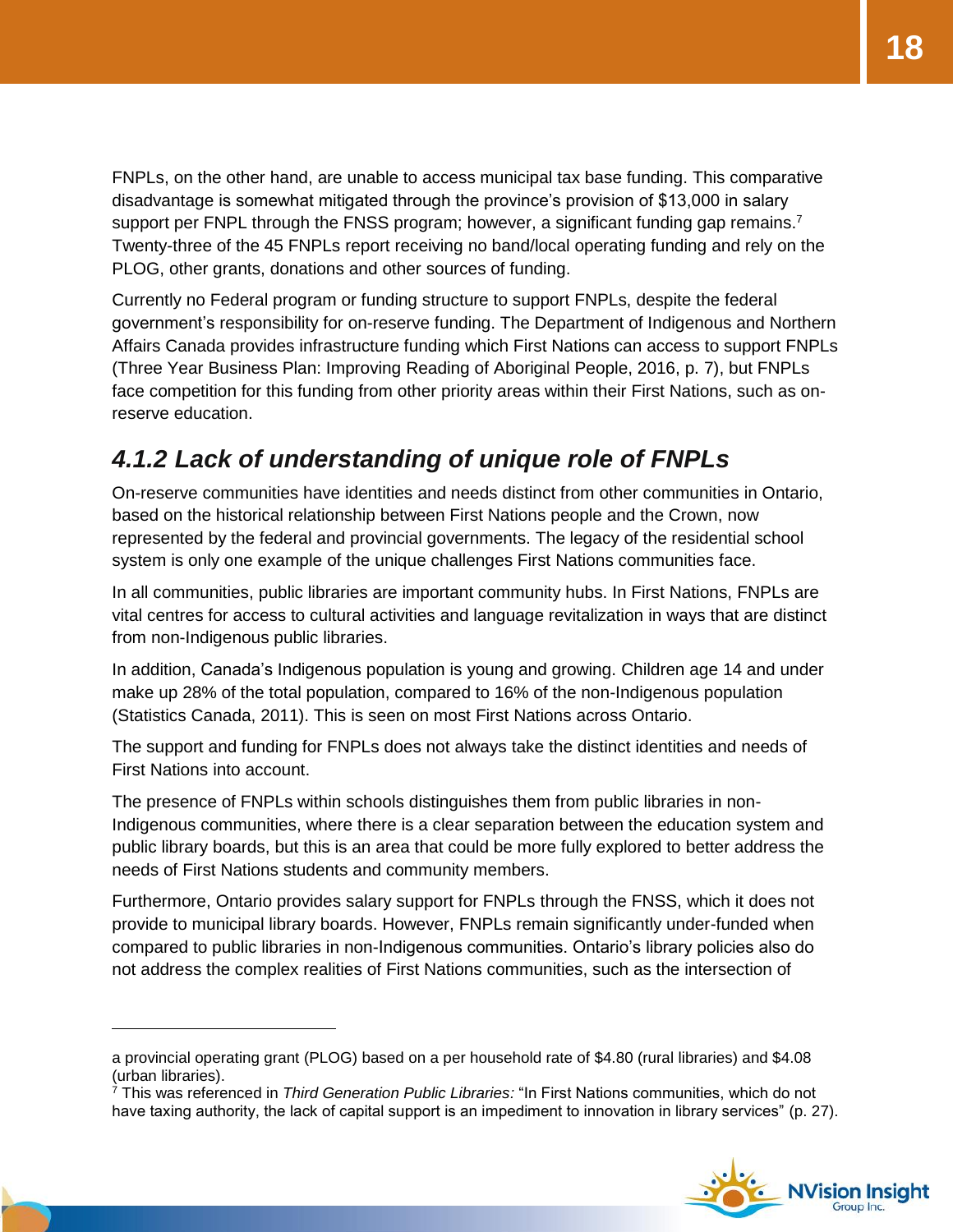FNPLs, on the other hand, are unable to access municipal tax base funding. This comparative disadvantage is somewhat mitigated through the province's provision of $13,000 in salary support per FNPL through the FNSS program; however, a significant funding gap remains.[7] Twenty-three of the 45 FNPLs report receiving no band/local operating funding and rely on the PLOG, other grants, donations and other sources of funding.

Currently no Federal program or funding structure to support FNPLs, despite the federal government's responsibility for on-reserve funding. The Department of Indigenous and Northern Affairs Canada provides infrastructure funding which First Nations can access to support FNPLs (Three Year Business Plan: Improving Reading of Aboriginal People, 2016, p. 7), but FNPLs face competition for this funding from other priority areas within their First Nations, such as on-reserve education.

### *4.1.2 Lack of understanding of unique role of FNPLs*

On-reserve communities have identities and needs distinct from other communities in Ontario, based on the historical relationship between First Nations people and the Crown, now represented by the federal and provincial governments. The legacy of the residential school system is only one example of the unique challenges First Nations communities face.

In all communities, public libraries are important community hubs. In First Nations, FNPLs are vital centres for access to cultural activities and language revitalization in ways that are distinct from non-Indigenous public libraries.

In addition, Canada's Indigenous population is young and growing. Children age 14 and under make up 28% of the total population, compared to 16% of the non-Indigenous population (Statistics Canada, 2011). This is seen on most First Nations across Ontario.

The support and funding for FNPLs does not always take the distinct identities and needs of First Nations into account.

The presence of FNPLs within schools distinguishes them from public libraries in non-Indigenous communities, where there is a clear separation between the education system and public library boards, but this is an area that could be more fully explored to better address the needs of First Nations students and community members.

Furthermore, Ontario provides salary support for FNPLs through the FNSS, which it does not provide to municipal library boards. However, FNPLs remain significantly under-funded when compared to public libraries in non-Indigenous communities. Ontario's library policies also do not address the complex realities of First Nations communities, such as the intersection of

---

a provincial operating grant (PLOG) based on a per household rate of $4.80 (rural libraries) and $4.08 (urban libraries).

[7] This was referenced in *Third Generation Public Libraries:* "In First Nations communities, which do not have taxing authority, the lack of capital support is an impediment to innovation in library services" (p. 27).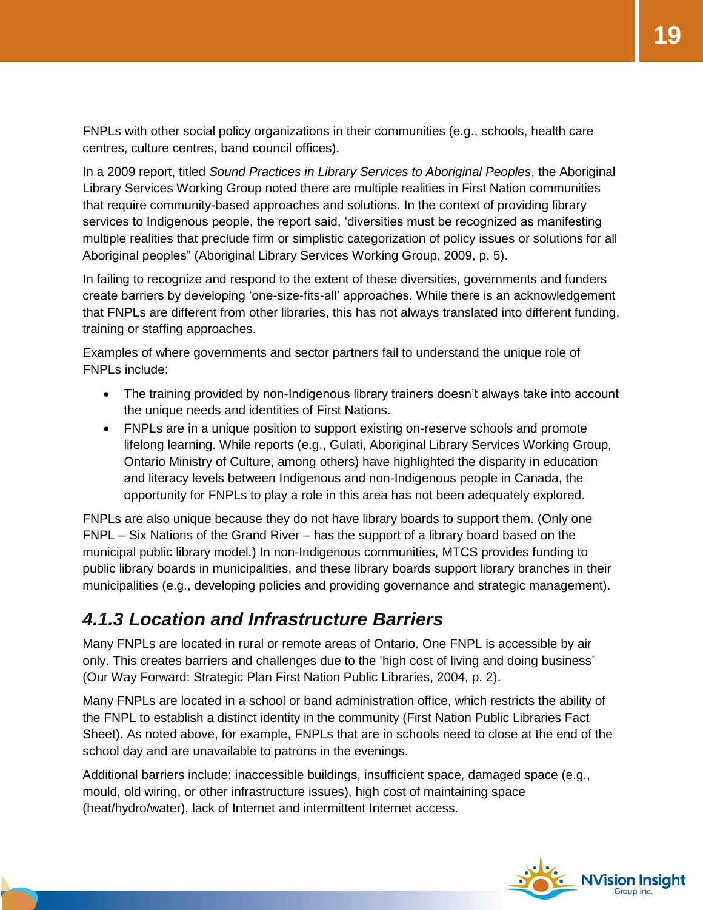FNPLs with other social policy organizations in their communities (e.g., schools, health care centres, culture centres, band council offices).

In a 2009 report, titled *Sound Practices in Library Services to Aboriginal Peoples*, the Aboriginal Library Services Working Group noted there are multiple realities in First Nation communities that require community-based approaches and solutions. In the context of providing library services to Indigenous people, the report said, 'diversities must be recognized as manifesting multiple realities that preclude firm or simplistic categorization of policy issues or solutions for all Aboriginal peoples" (Aboriginal Library Services Working Group, 2009, p. 5).

In failing to recognize and respond to the extent of these diversities, governments and funders create barriers by developing 'one-size-fits-all' approaches. While there is an acknowledgement that FNPLs are different from other libraries, this has not always translated into different funding, training or staffing approaches.

Examples of where governments and sector partners fail to understand the unique role of FNPLs include:

- The training provided by non-Indigenous library trainers doesn't always take into account the unique needs and identities of First Nations.
- FNPLs are in a unique position to support existing on-reserve schools and promote lifelong learning. While reports (e.g., Gulati, Aboriginal Library Services Working Group, Ontario Ministry of Culture, among others) have highlighted the disparity in education and literacy levels between Indigenous and non-Indigenous people in Canada, the opportunity for FNPLs to play a role in this area has not been adequately explored.

FNPLs are also unique because they do not have library boards to support them. (Only one FNPL – Six Nations of the Grand River – has the support of a library board based on the municipal public library model.) In non-Indigenous communities, MTCS provides funding to public library boards in municipalities, and these library boards support library branches in their municipalities (e.g., developing policies and providing governance and strategic management).

### *4.1.3 Location and Infrastructure Barriers*

Many FNPLs are located in rural or remote areas of Ontario. One FNPL is accessible by air only. This creates barriers and challenges due to the 'high cost of living and doing business' (Our Way Forward: Strategic Plan First Nation Public Libraries, 2004, p. 2).

Many FNPLs are located in a school or band administration office, which restricts the ability of the FNPL to establish a distinct identity in the community (First Nation Public Libraries Fact Sheet). As noted above, for example, FNPLs that are in schools need to close at the end of the school day and are unavailable to patrons in the evenings.

Additional barriers include: inaccessible buildings, insufficient space, damaged space (e.g., mould, old wiring, or other infrastructure issues), high cost of maintaining space (heat/hydro/water), lack of Internet and intermittent Internet access.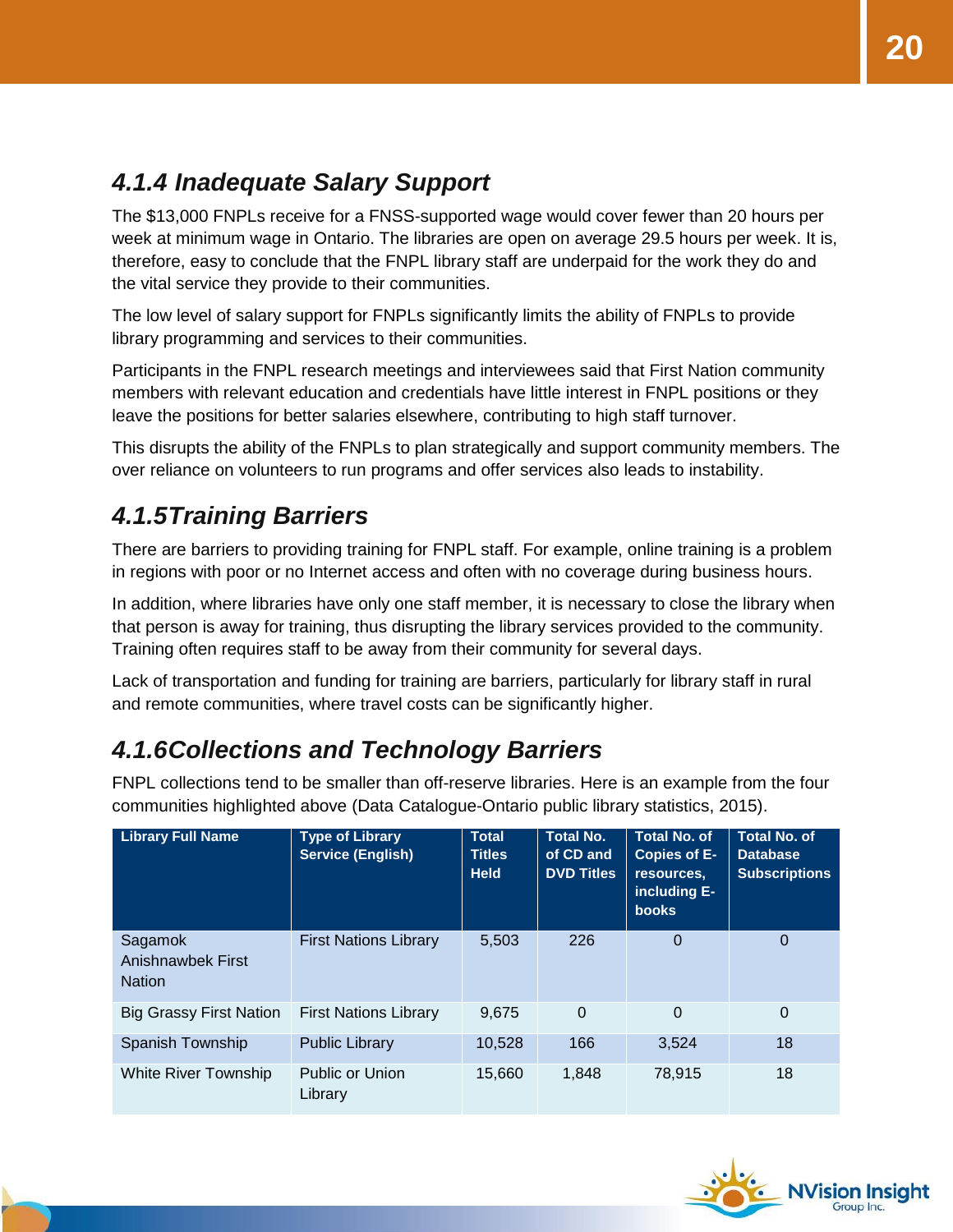### *4.1.4 Inadequate Salary Support*

The $13,000 FNPLs receive for a FNSS-supported wage would cover fewer than 20 hours per week at minimum wage in Ontario. The libraries are open on average 29.5 hours per week. It is, therefore, easy to conclude that the FNPL library staff are underpaid for the work they do and the vital service they provide to their communities.

The low level of salary support for FNPLs significantly limits the ability of FNPLs to provide library programming and services to their communities.

Participants in the FNPL research meetings and interviewees said that First Nation community members with relevant education and credentials have little interest in FNPL positions or they leave the positions for better salaries elsewhere, contributing to high staff turnover.

This disrupts the ability of the FNPLs to plan strategically and support community members. The over reliance on volunteers to run programs and offer services also leads to instability.

### *4.1.5Training Barriers*

There are barriers to providing training for FNPL staff. For example, online training is a problem in regions with poor or no Internet access and often with no coverage during business hours.

In addition, where libraries have only one staff member, it is necessary to close the library when that person is away for training, thus disrupting the library services provided to the community. Training often requires staff to be away from their community for several days.

Lack of transportation and funding for training are barriers, particularly for library staff in rural and remote communities, where travel costs can be significantly higher.

### *4.1.6Collections and Technology Barriers*

FNPL collections tend to be smaller than off-reserve libraries. Here is an example from the four communities highlighted above (Data Catalogue-Ontario public library statistics, 2015).

| Library Full Name | Type of Library Service (English) | Total Titles Held | Total No. of CD and DVD Titles | Total No. of Copies of E-resources, including E-books | Total No. of Database Subscriptions |
|---|---|---|---|---|---|
| Sagamok Anishnawbek First Nation | First Nations Library | 5,503 | 226 | 0 | 0 |
| Big Grassy First Nation | First Nations Library | 9,675 | 0 | 0 | 0 |
| Spanish Township | Public Library | 10,528 | 166 | 3,524 | 18 |
| White River Township | Public or Union Library | 15,660 | 1,848 | 78,915 | 18 |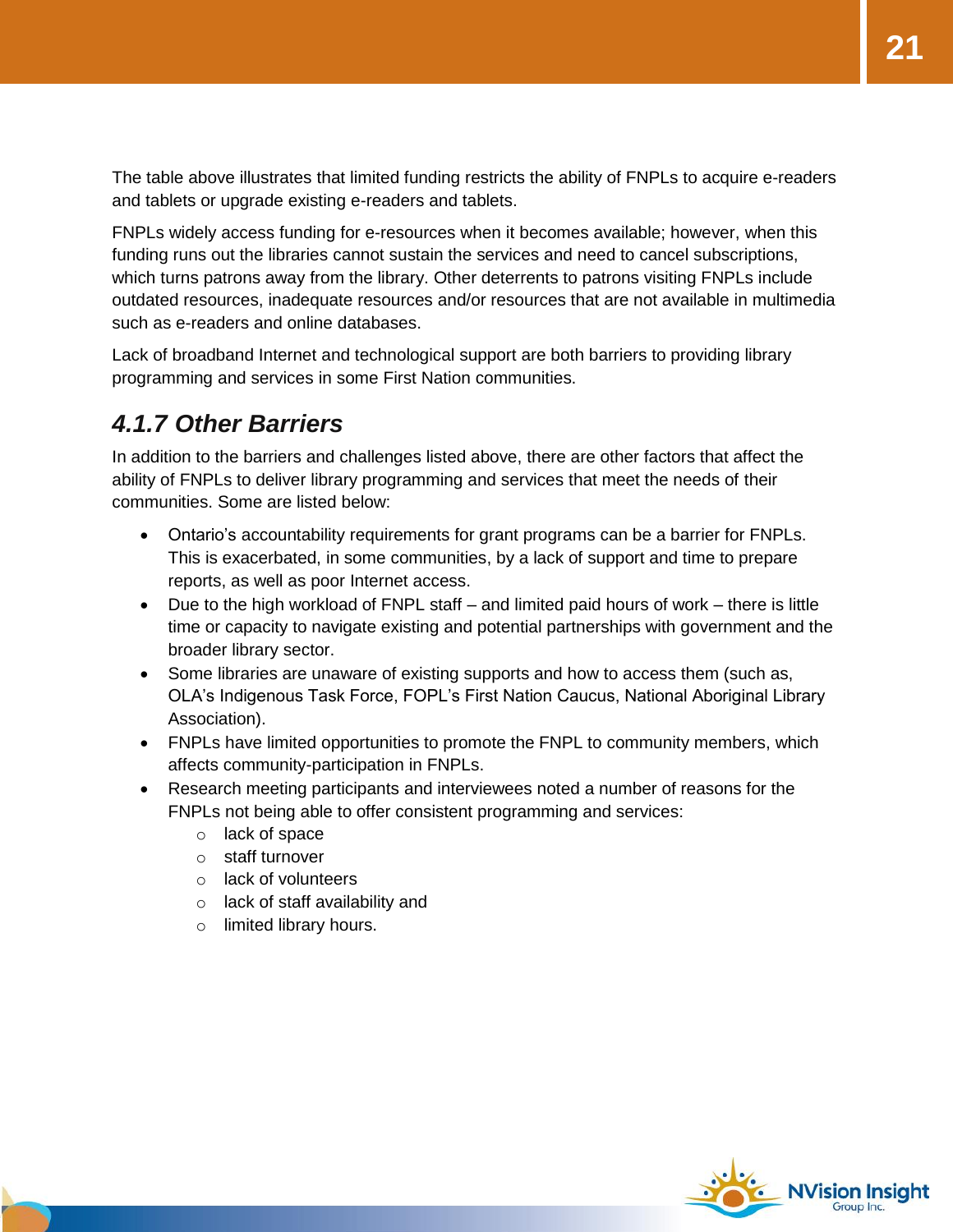The table above illustrates that limited funding restricts the ability of FNPLs to acquire e-readers and tablets or upgrade existing e-readers and tablets.

FNPLs widely access funding for e-resources when it becomes available; however, when this funding runs out the libraries cannot sustain the services and need to cancel subscriptions, which turns patrons away from the library. Other deterrents to patrons visiting FNPLs include outdated resources, inadequate resources and/or resources that are not available in multimedia such as e-readers and online databases.

Lack of broadband Internet and technological support are both barriers to providing library programming and services in some First Nation communities.

### *4.1.7 Other Barriers*

In addition to the barriers and challenges listed above, there are other factors that affect the ability of FNPLs to deliver library programming and services that meet the needs of their communities. Some are listed below:

- Ontario's accountability requirements for grant programs can be a barrier for FNPLs. This is exacerbated, in some communities, by a lack of support and time to prepare reports, as well as poor Internet access.
- Due to the high workload of FNPL staff – and limited paid hours of work – there is little time or capacity to navigate existing and potential partnerships with government and the broader library sector.
- Some libraries are unaware of existing supports and how to access them (such as, OLA's Indigenous Task Force, FOPL's First Nation Caucus, National Aboriginal Library Association).
- FNPLs have limited opportunities to promote the FNPL to community members, which affects community-participation in FNPLs.
- Research meeting participants and interviewees noted a number of reasons for the FNPLs not being able to offer consistent programming and services:
  - lack of space
  - staff turnover
  - lack of volunteers
  - lack of staff availability and
  - limited library hours.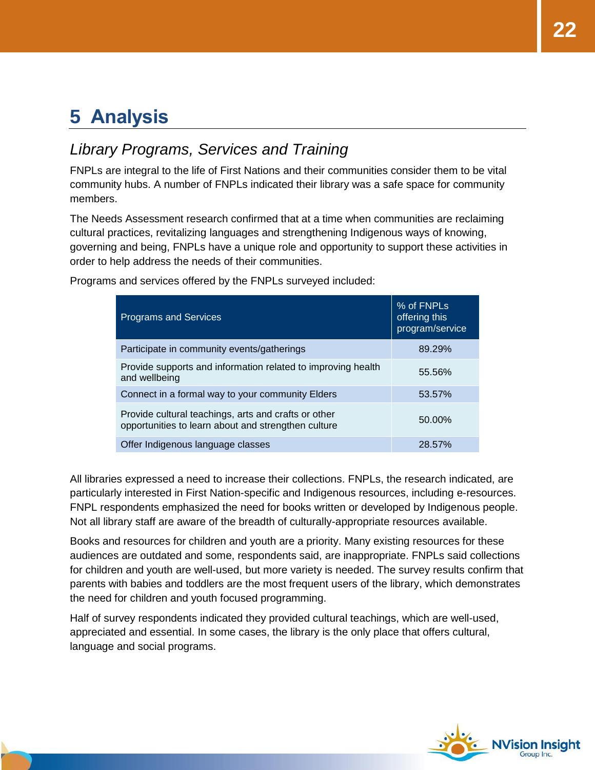# 5 Analysis

## *Library Programs, Services and Training*

FNPLs are integral to the life of First Nations and their communities consider them to be vital community hubs. A number of FNPLs indicated their library was a safe space for community members.

The Needs Assessment research confirmed that at a time when communities are reclaiming cultural practices, revitalizing languages and strengthening Indigenous ways of knowing, governing and being, FNPLs have a unique role and opportunity to support these activities in order to help address the needs of their communities.

Programs and services offered by the FNPLs surveyed included:

| Programs and Services | % of FNPLs offering this program/service |
|---|---|
| Participate in community events/gatherings | 89.29% |
| Provide supports and information related to improving health and wellbeing | 55.56% |
| Connect in a formal way to your community Elders | 53.57% |
| Provide cultural teachings, arts and crafts or other opportunities to learn about and strengthen culture | 50.00% |
| Offer Indigenous language classes | 28.57% |

All libraries expressed a need to increase their collections. FNPLs, the research indicated, are particularly interested in First Nation-specific and Indigenous resources, including e-resources. FNPL respondents emphasized the need for books written or developed by Indigenous people. Not all library staff are aware of the breadth of culturally-appropriate resources available.

Books and resources for children and youth are a priority. Many existing resources for these audiences are outdated and some, respondents said, are inappropriate. FNPLs said collections for children and youth are well-used, but more variety is needed. The survey results confirm that parents with babies and toddlers are the most frequent users of the library, which demonstrates the need for children and youth focused programming.

Half of survey respondents indicated they provided cultural teachings, which are well-used, appreciated and essential. In some cases, the library is the only place that offers cultural, language and social programs.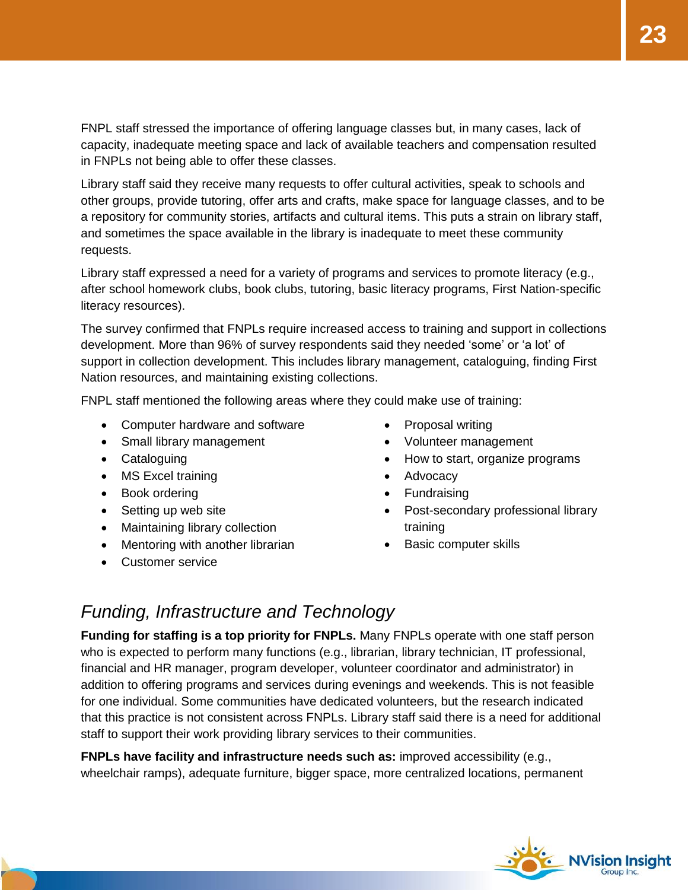FNPL staff stressed the importance of offering language classes but, in many cases, lack of capacity, inadequate meeting space and lack of available teachers and compensation resulted in FNPLs not being able to offer these classes.

Library staff said they receive many requests to offer cultural activities, speak to schools and other groups, provide tutoring, offer arts and crafts, make space for language classes, and to be a repository for community stories, artifacts and cultural items. This puts a strain on library staff, and sometimes the space available in the library is inadequate to meet these community requests.

Library staff expressed a need for a variety of programs and services to promote literacy (e.g., after school homework clubs, book clubs, tutoring, basic literacy programs, First Nation-specific literacy resources).

The survey confirmed that FNPLs require increased access to training and support in collections development. More than 96% of survey respondents said they needed 'some' or 'a lot' of support in collection development. This includes library management, cataloguing, finding First Nation resources, and maintaining existing collections.

FNPL staff mentioned the following areas where they could make use of training:

- Computer hardware and software
- Small library management
- Cataloguing
- MS Excel training
- Book ordering
- Setting up web site
- Maintaining library collection
- Mentoring with another librarian
- Customer service
- Proposal writing
- Volunteer management
- How to start, organize programs
- Advocacy
- Fundraising
- Post-secondary professional library training
- Basic computer skills

## *Funding, Infrastructure and Technology*

**Funding for staffing is a top priority for FNPLs.** Many FNPLs operate with one staff person who is expected to perform many functions (e.g., librarian, library technician, IT professional, financial and HR manager, program developer, volunteer coordinator and administrator) in addition to offering programs and services during evenings and weekends. This is not feasible for one individual. Some communities have dedicated volunteers, but the research indicated that this practice is not consistent across FNPLs. Library staff said there is a need for additional staff to support their work providing library services to their communities.

**FNPLs have facility and infrastructure needs such as:** improved accessibility (e.g., wheelchair ramps), adequate furniture, bigger space, more centralized locations, permanent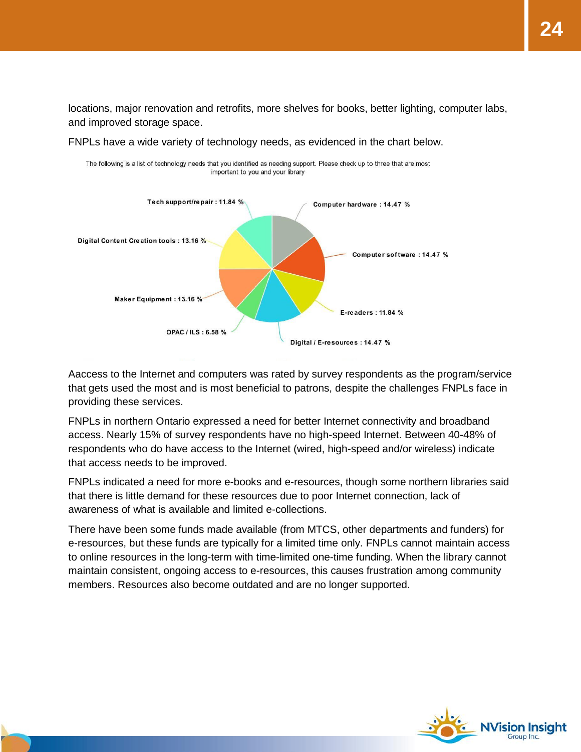locations, major renovation and retrofits, more shelves for books, better lighting, computer labs, and improved storage space.

FNPLs have a wide variety of technology needs, as evidenced in the chart below.

The following is a list of technology needs that you identified as needing support. Please check up to three that are most important to you and your library

| Technology need | % |
|---|---|
| Computer hardware | 14.47 % |
| Computer software | 14.47 % |
| E-readers | 11.84 % |
| Digital / E-resources | 14.47 % |
| OPAC / ILS | 6.58 % |
| Maker Equipment | 13.16 % |
| Digital Content Creation tools | 13.16 % |
| Tech support/repair | 11.84 % |

Aaccess to the Internet and computers was rated by survey respondents as the program/service that gets used the most and is most beneficial to patrons, despite the challenges FNPLs face in providing these services.

FNPLs in northern Ontario expressed a need for better Internet connectivity and broadband access. Nearly 15% of survey respondents have no high-speed Internet. Between 40-48% of respondents who do have access to the Internet (wired, high-speed and/or wireless) indicate that access needs to be improved.

FNPLs indicated a need for more e-books and e-resources, though some northern libraries said that there is little demand for these resources due to poor Internet connection, lack of awareness of what is available and limited e-collections.

There have been some funds made available (from MTCS, other departments and funders) for e-resources, but these funds are typically for a limited time only. FNPLs cannot maintain access to online resources in the long-term with time-limited one-time funding. When the library cannot maintain consistent, ongoing access to e-resources, this causes frustration among community members. Resources also become outdated and are no longer supported.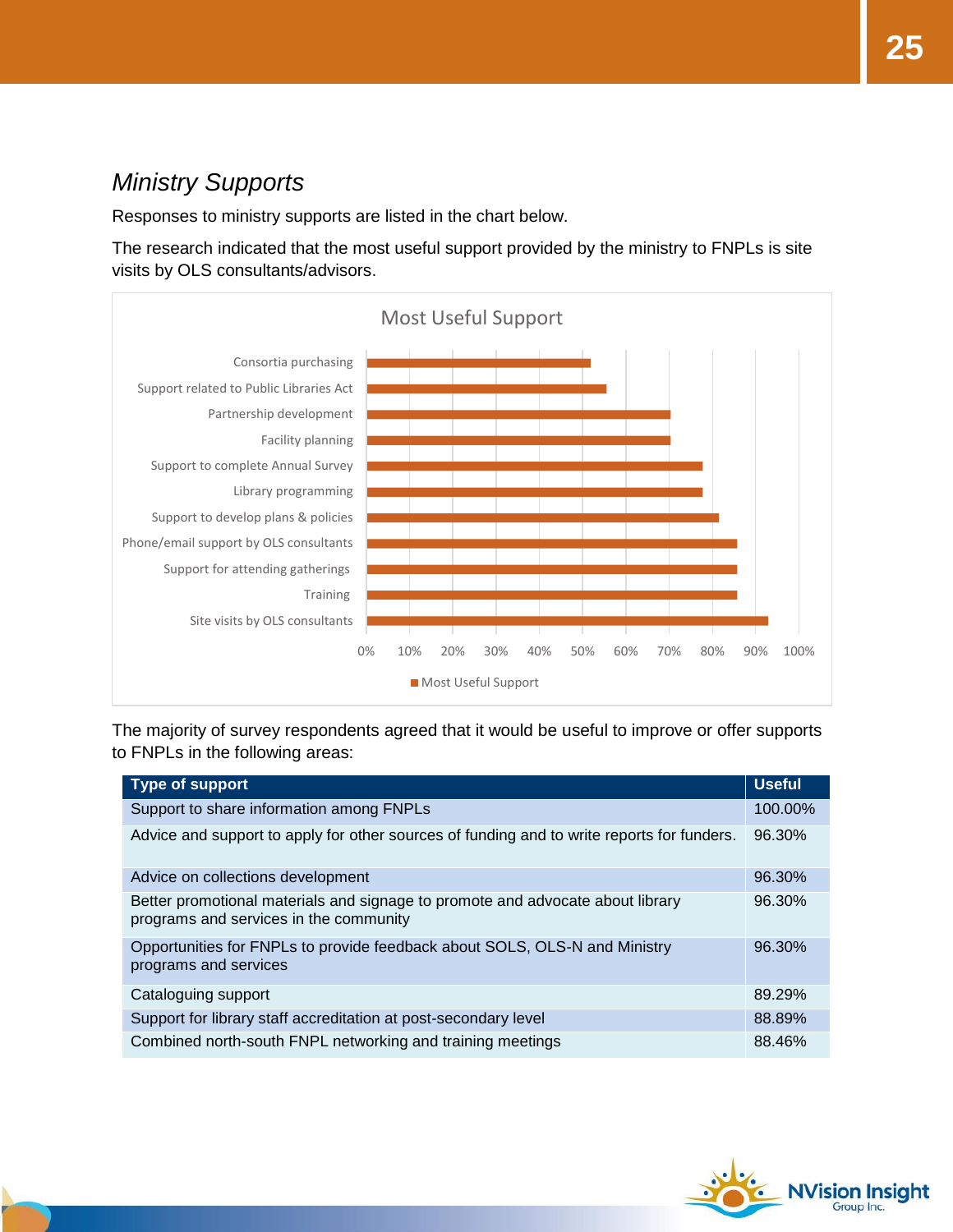## *Ministry Supports*

Responses to ministry supports are listed in the chart below.

The research indicated that the most useful support provided by the ministry to FNPLs is site visits by OLS consultants/advisors.

**Most Useful Support**

| Support | Most Useful Support (approx.) |
|---|---|
| Consortia purchasing | ~52% |
| Support related to Public Libraries Act | ~56% |
| Partnership development | ~70% |
| Facility planning | ~70% |
| Support to complete Annual Survey | ~78% |
| Library programming | ~78% |
| Support to develop plans & policies | ~81% |
| Phone/email support by OLS consultants | ~85% |
| Support for attending gatherings | ~85% |
| Training | ~85% |
| Site visits by OLS consultants | ~93% |

The majority of survey respondents agreed that it would be useful to improve or offer supports to FNPLs in the following areas:

| Type of support | Useful |
|---|---|
| Support to share information among FNPLs | 100.00% |
| Advice and support to apply for other sources of funding and to write reports for funders. | 96.30% |
| Advice on collections development | 96.30% |
| Better promotional materials and signage to promote and advocate about library programs and services in the community | 96.30% |
| Opportunities for FNPLs to provide feedback about SOLS, OLS-N and Ministry programs and services | 96.30% |
| Cataloguing support | 89.29% |
| Support for library staff accreditation at post-secondary level | 88.89% |
| Combined north-south FNPL networking and training meetings | 88.46% |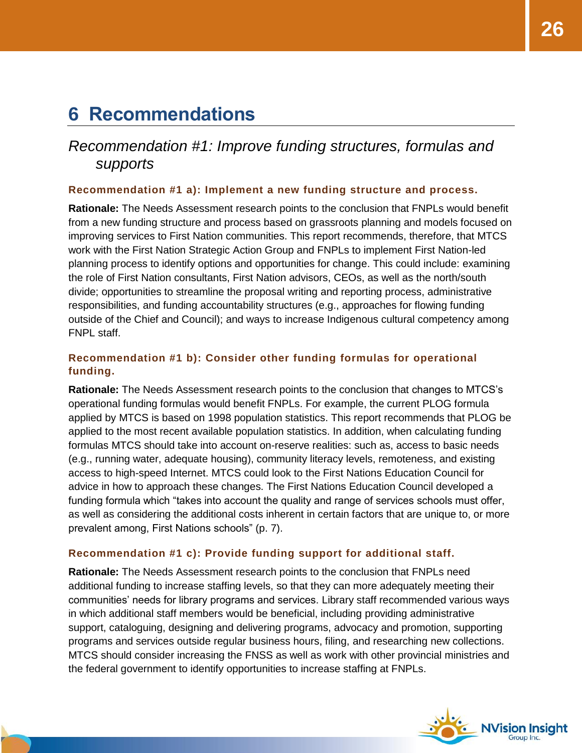# 6 Recommendations

## *Recommendation #1: Improve funding structures, formulas and supports*

### Recommendation #1 a): Implement a new funding structure and process.

**Rationale:** The Needs Assessment research points to the conclusion that FNPLs would benefit from a new funding structure and process based on grassroots planning and models focused on improving services to First Nation communities. This report recommends, therefore, that MTCS work with the First Nation Strategic Action Group and FNPLs to implement First Nation-led planning process to identify options and opportunities for change. This could include: examining the role of First Nation consultants, First Nation advisors, CEOs, as well as the north/south divide; opportunities to streamline the proposal writing and reporting process, administrative responsibilities, and funding accountability structures (e.g., approaches for flowing funding outside of the Chief and Council); and ways to increase Indigenous cultural competency among FNPL staff.

### Recommendation #1 b): Consider other funding formulas for operational funding.

**Rationale:** The Needs Assessment research points to the conclusion that changes to MTCS's operational funding formulas would benefit FNPLs. For example, the current PLOG formula applied by MTCS is based on 1998 population statistics. This report recommends that PLOG be applied to the most recent available population statistics. In addition, when calculating funding formulas MTCS should take into account on-reserve realities: such as, access to basic needs (e.g., running water, adequate housing), community literacy levels, remoteness, and existing access to high-speed Internet. MTCS could look to the First Nations Education Council for advice in how to approach these changes. The First Nations Education Council developed a funding formula which "takes into account the quality and range of services schools must offer, as well as considering the additional costs inherent in certain factors that are unique to, or more prevalent among, First Nations schools" (p. 7).

### Recommendation #1 c): Provide funding support for additional staff.

**Rationale:** The Needs Assessment research points to the conclusion that FNPLs need additional funding to increase staffing levels, so that they can more adequately meeting their communities' needs for library programs and services. Library staff recommended various ways in which additional staff members would be beneficial, including providing administrative support, cataloguing, designing and delivering programs, advocacy and promotion, supporting programs and services outside regular business hours, filing, and researching new collections. MTCS should consider increasing the FNSS as well as work with other provincial ministries and the federal government to identify opportunities to increase staffing at FNPLs.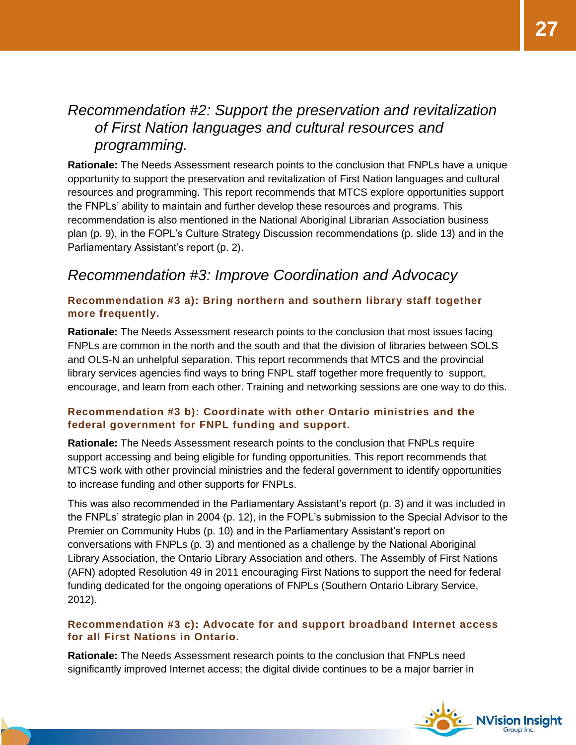## *Recommendation #2: Support the preservation and revitalization of First Nation languages and cultural resources and programming.*

**Rationale:** The Needs Assessment research points to the conclusion that FNPLs have a unique opportunity to support the preservation and revitalization of First Nation languages and cultural resources and programming. This report recommends that MTCS explore opportunities support the FNPLs' ability to maintain and further develop these resources and programs. This recommendation is also mentioned in the National Aboriginal Librarian Association business plan (p. 9), in the FOPL's Culture Strategy Discussion recommendations (p. slide 13) and in the Parliamentary Assistant's report (p. 2).

## *Recommendation #3: Improve Coordination and Advocacy*

### Recommendation #3 a): Bring northern and southern library staff together more frequently.

**Rationale:** The Needs Assessment research points to the conclusion that most issues facing FNPLs are common in the north and the south and that the division of libraries between SOLS and OLS-N an unhelpful separation. This report recommends that MTCS and the provincial library services agencies find ways to bring FNPL staff together more frequently to support, encourage, and learn from each other. Training and networking sessions are one way to do this.

### Recommendation #3 b): Coordinate with other Ontario ministries and the federal government for FNPL funding and support.

**Rationale:** The Needs Assessment research points to the conclusion that FNPLs require support accessing and being eligible for funding opportunities. This report recommends that MTCS work with other provincial ministries and the federal government to identify opportunities to increase funding and other supports for FNPLs.

This was also recommended in the Parliamentary Assistant's report (p. 3) and it was included in the FNPLs' strategic plan in 2004 (p. 12), in the FOPL's submission to the Special Advisor to the Premier on Community Hubs (p. 10) and in the Parliamentary Assistant's report on conversations with FNPLs (p. 3) and mentioned as a challenge by the National Aboriginal Library Association, the Ontario Library Association and others. The Assembly of First Nations (AFN) adopted Resolution 49 in 2011 encouraging First Nations to support the need for federal funding dedicated for the ongoing operations of FNPLs (Southern Ontario Library Service, 2012).

### Recommendation #3 c): Advocate for and support broadband Internet access for all First Nations in Ontario.

**Rationale:** The Needs Assessment research points to the conclusion that FNPLs need significantly improved Internet access; the digital divide continues to be a major barrier in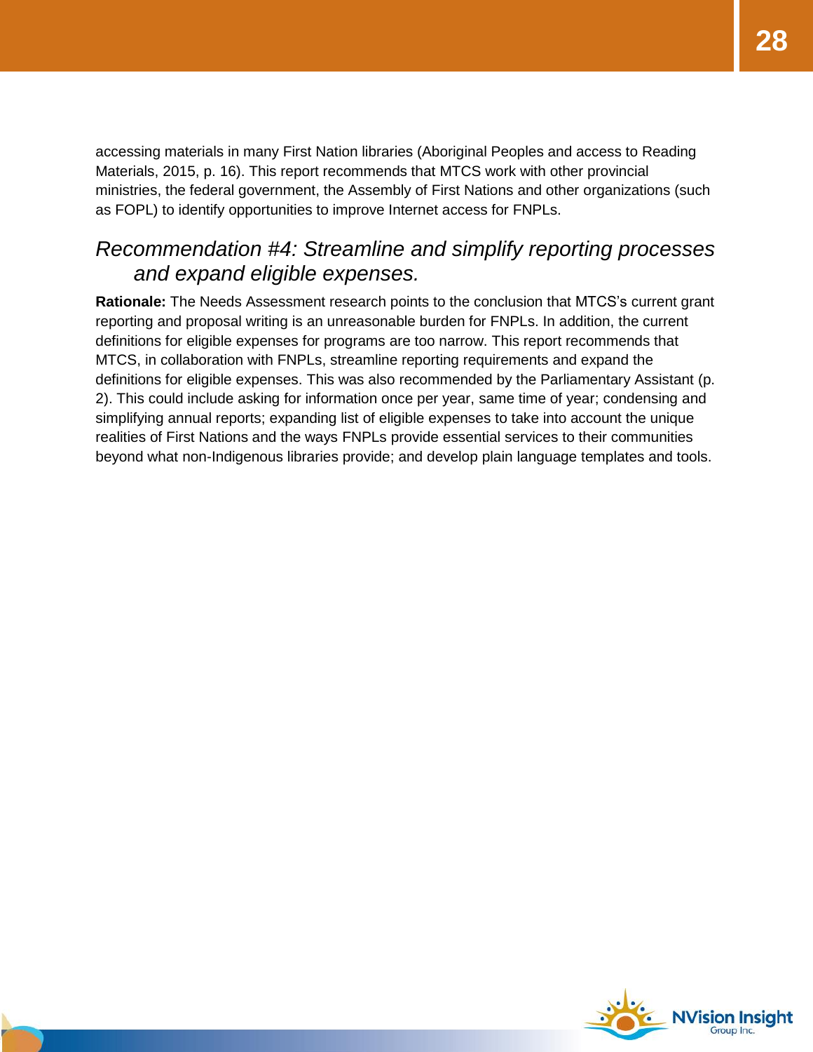accessing materials in many First Nation libraries (Aboriginal Peoples and access to Reading Materials, 2015, p. 16). This report recommends that MTCS work with other provincial ministries, the federal government, the Assembly of First Nations and other organizations (such as FOPL) to identify opportunities to improve Internet access for FNPLs.

### *Recommendation #4: Streamline and simplify reporting processes and expand eligible expenses.*

**Rationale:** The Needs Assessment research points to the conclusion that MTCS's current grant reporting and proposal writing is an unreasonable burden for FNPLs. In addition, the current definitions for eligible expenses for programs are too narrow. This report recommends that MTCS, in collaboration with FNPLs, streamline reporting requirements and expand the definitions for eligible expenses. This was also recommended by the Parliamentary Assistant (p. 2). This could include asking for information once per year, same time of year; condensing and simplifying annual reports; expanding list of eligible expenses to take into account the unique realities of First Nations and the ways FNPLs provide essential services to their communities beyond what non-Indigenous libraries provide; and develop plain language templates and tools.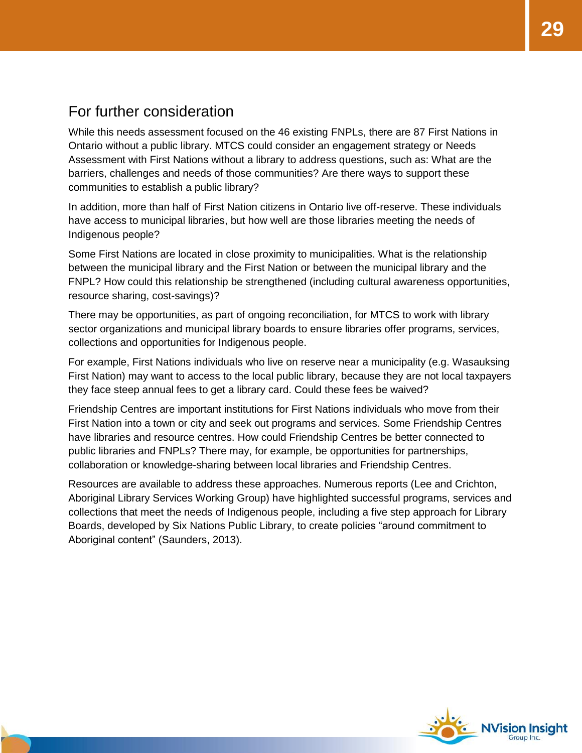## For further consideration

While this needs assessment focused on the 46 existing FNPLs, there are 87 First Nations in Ontario without a public library. MTCS could consider an engagement strategy or Needs Assessment with First Nations without a library to address questions, such as: What are the barriers, challenges and needs of those communities? Are there ways to support these communities to establish a public library?

In addition, more than half of First Nation citizens in Ontario live off-reserve. These individuals have access to municipal libraries, but how well are those libraries meeting the needs of Indigenous people?

Some First Nations are located in close proximity to municipalities. What is the relationship between the municipal library and the First Nation or between the municipal library and the FNPL? How could this relationship be strengthened (including cultural awareness opportunities, resource sharing, cost-savings)?

There may be opportunities, as part of ongoing reconciliation, for MTCS to work with library sector organizations and municipal library boards to ensure libraries offer programs, services, collections and opportunities for Indigenous people.

For example, First Nations individuals who live on reserve near a municipality (e.g. Wasauksing First Nation) may want to access to the local public library, because they are not local taxpayers they face steep annual fees to get a library card. Could these fees be waived?

Friendship Centres are important institutions for First Nations individuals who move from their First Nation into a town or city and seek out programs and services. Some Friendship Centres have libraries and resource centres. How could Friendship Centres be better connected to public libraries and FNPLs? There may, for example, be opportunities for partnerships, collaboration or knowledge-sharing between local libraries and Friendship Centres.

Resources are available to address these approaches. Numerous reports (Lee and Crichton, Aboriginal Library Services Working Group) have highlighted successful programs, services and collections that meet the needs of Indigenous people, including a five step approach for Library Boards, developed by Six Nations Public Library, to create policies "around commitment to Aboriginal content" (Saunders, 2013).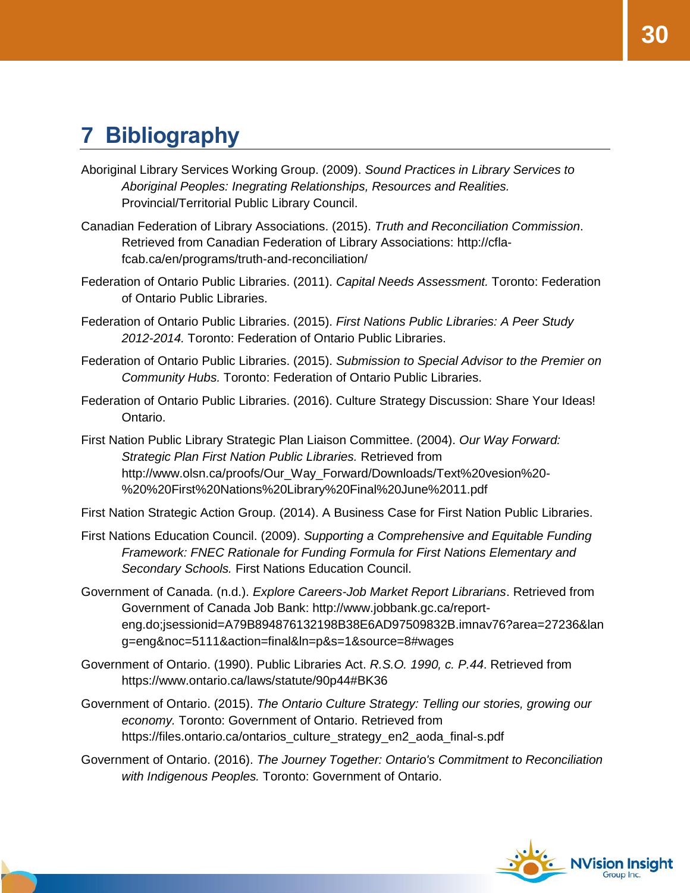# 7 Bibliography

Aboriginal Library Services Working Group. (2009). *Sound Practices in Library Services to Aboriginal Peoples: Ingegrating Relationships, Resources and Realities.* Provincial/Territorial Public Library Council.

Canadian Federation of Library Associations. (2015). *Truth and Reconciliation Commission*. Retrieved from Canadian Federation of Library Associations: http://cfla-fcab.ca/en/programs/truth-and-reconciliation/

Federation of Ontario Public Libraries. (2011). *Capital Needs Assessment.* Toronto: Federation of Ontario Public Libraries.

Federation of Ontario Public Libraries. (2015). *First Nations Public Libraries: A Peer Study 2012-2014.* Toronto: Federation of Ontario Public Libraries.

Federation of Ontario Public Libraries. (2015). *Submission to Special Advisor to the Premier on Community Hubs.* Toronto: Federation of Ontario Public Libraries.

Federation of Ontario Public Libraries. (2016). Culture Strategy Discussion: Share Your Ideas! Ontario.

First Nation Public Library Strategic Plan Liaison Committee. (2004). *Our Way Forward: Strategic Plan First Nation Public Libraries.* Retrieved from http://www.olsn.ca/proofs/Our_Way_Forward/Downloads/Text%20vesion%20-%20%20First%20Nations%20Library%20Final%20June%2011.pdf

First Nation Strategic Action Group. (2014). A Business Case for First Nation Public Libraries.

First Nations Education Council. (2009). *Supporting a Comprehensive and Equitable Funding Framework: FNEC Rationale for Funding Formula for First Nations Elementary and Secondary Schools.* First Nations Education Council.

Government of Canada. (n.d.). *Explore Careers-Job Market Report Librarians*. Retrieved from Government of Canada Job Bank: http://www.jobbank.gc.ca/report-eng.do;jsessionid=A79B894876132198B38E6AD97509832B.imnav76?area=27236&lang=eng&noc=5111&action=final&ln=p&s=1&source=8#wages

Government of Ontario. (1990). Public Libraries Act. *R.S.O. 1990, c. P.44*. Retrieved from https://www.ontario.ca/laws/statute/90p44#BK36

Government of Ontario. (2015). *The Ontario Culture Strategy: Telling our stories, growing our economy.* Toronto: Government of Ontario. Retrieved from https://files.ontario.ca/ontarios_culture_strategy_en2_aoda_final-s.pdf

Government of Ontario. (2016). *The Journey Together: Ontario's Commitment to Reconciliation with Indigenous Peoples.* Toronto: Government of Ontario.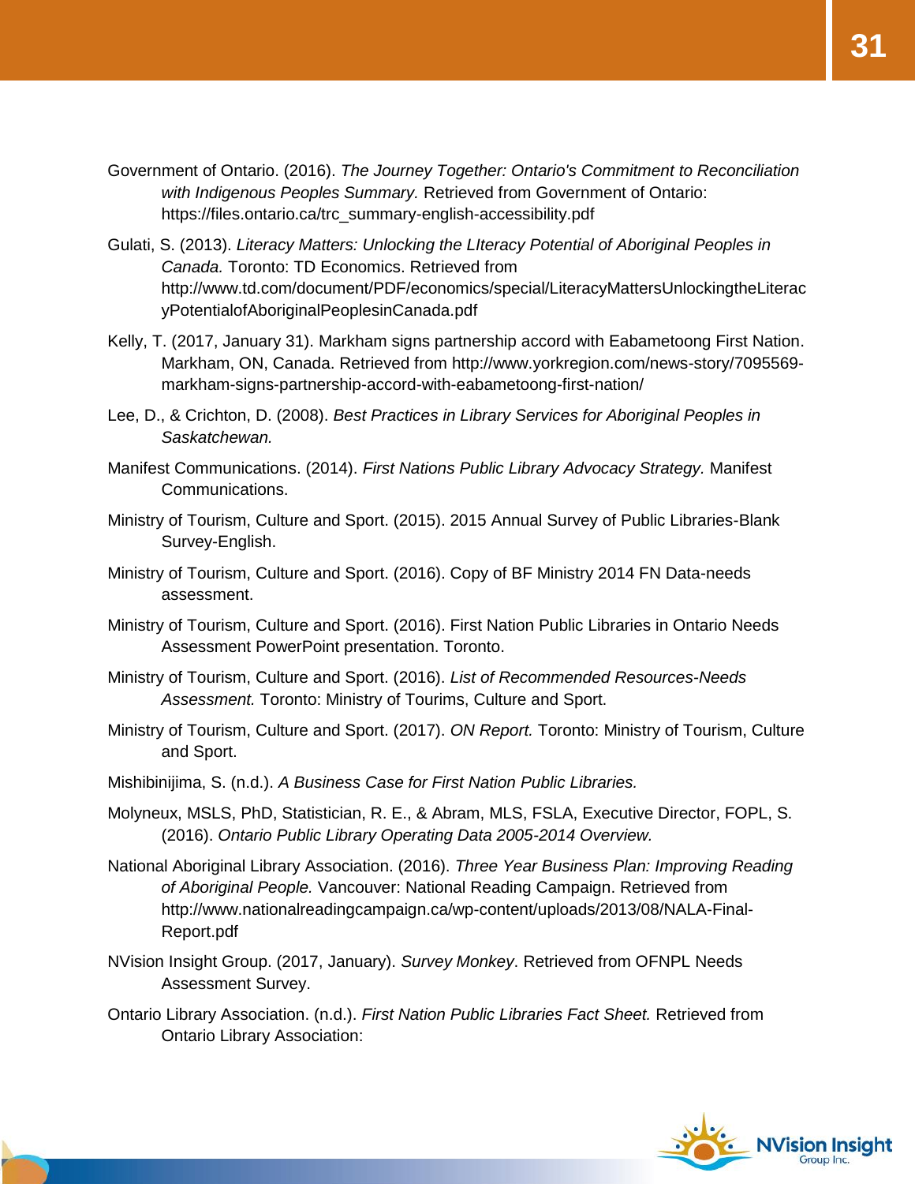Government of Ontario. (2016). *The Journey Together: Ontario's Commitment to Reconciliation with Indigenous Peoples Summary.* Retrieved from Government of Ontario: https://files.ontario.ca/trc_summary-english-accessibility.pdf

Gulati, S. (2013). *Literacy Matters: Unlocking the LIteracy Potential of Aboriginal Peoples in Canada.* Toronto: TD Economics. Retrieved from http://www.td.com/document/PDF/economics/special/LiteracyMattersUnlockingtheLiteracyPotentialofAboriginalPeoplesinCanada.pdf

Kelly, T. (2017, January 31). Markham signs partnership accord with Eabametoong First Nation. Markham, ON, Canada. Retrieved from http://www.yorkregion.com/news-story/7095569-markham-signs-partnership-accord-with-eabametoong-first-nation/

Lee, D., & Crichton, D. (2008). *Best Practices in Library Services for Aboriginal Peoples in Saskatchewan.*

Manifest Communications. (2014). *First Nations Public Library Advocacy Strategy.* Manifest Communications.

Ministry of Tourism, Culture and Sport. (2015). 2015 Annual Survey of Public Libraries-Blank Survey-English.

Ministry of Tourism, Culture and Sport. (2016). Copy of BF Ministry 2014 FN Data-needs assessment.

Ministry of Tourism, Culture and Sport. (2016). First Nation Public Libraries in Ontario Needs Assessment PowerPoint presentation. Toronto.

Ministry of Tourism, Culture and Sport. (2016). *List of Recommended Resources-Needs Assessment.* Toronto: Ministry of Tourims, Culture and Sport.

Ministry of Tourism, Culture and Sport. (2017). *ON Report.* Toronto: Ministry of Tourism, Culture and Sport.

Mishibinijima, S. (n.d.). *A Business Case for First Nation Public Libraries.*

Molyneux, MSLS, PhD, Statistician, R. E., & Abram, MLS, FSLA, Executive Director, FOPL, S. (2016). *Ontario Public Library Operating Data 2005-2014 Overview.*

National Aboriginal Library Association. (2016). *Three Year Business Plan: Improving Reading of Aboriginal People.* Vancouver: National Reading Campaign. Retrieved from http://www.nationalreadingcampaign.ca/wp-content/uploads/2013/08/NALA-Final-Report.pdf

NVision Insight Group. (2017, January). *Survey Monkey*. Retrieved from OFNPL Needs Assessment Survey.

Ontario Library Association. (n.d.). *First Nation Public Libraries Fact Sheet.* Retrieved from Ontario Library Association: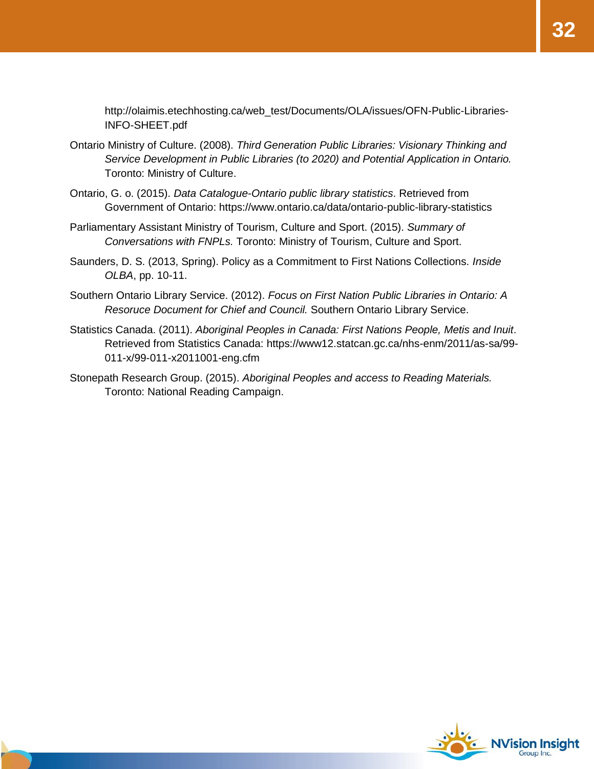http://olaimis.etechhosting.ca/web_test/Documents/OLA/issues/OFN-Public-Libraries-INFO-SHEET.pdf

Ontario Ministry of Culture. (2008). *Third Generation Public Libraries: Visionary Thinking and Service Development in Public Libraries (to 2020) and Potential Application in Ontario.* Toronto: Ministry of Culture.

Ontario, G. o. (2015). *Data Catalogue-Ontario public library statistics*. Retrieved from Government of Ontario: https://www.ontario.ca/data/ontario-public-library-statistics

Parliamentary Assistant Ministry of Tourism, Culture and Sport. (2015). *Summary of Conversations with FNPLs.* Toronto: Ministry of Tourism, Culture and Sport.

Saunders, D. S. (2013, Spring). Policy as a Commitment to First Nations Collections. *Inside OLBA*, pp. 10-11.

Southern Ontario Library Service. (2012). *Focus on First Nation Public Libraries in Ontario: A Resoruce Document for Chief and Council.* Southern Ontario Library Service.

Statistics Canada. (2011). *Aboriginal Peoples in Canada: First Nations People, Metis and Inuit*. Retrieved from Statistics Canada: https://www12.statcan.gc.ca/nhs-enm/2011/as-sa/99-011-x/99-011-x2011001-eng.cfm

Stonepath Research Group. (2015). *Aboriginal Peoples and access to Reading Materials.* Toronto: National Reading Campaign.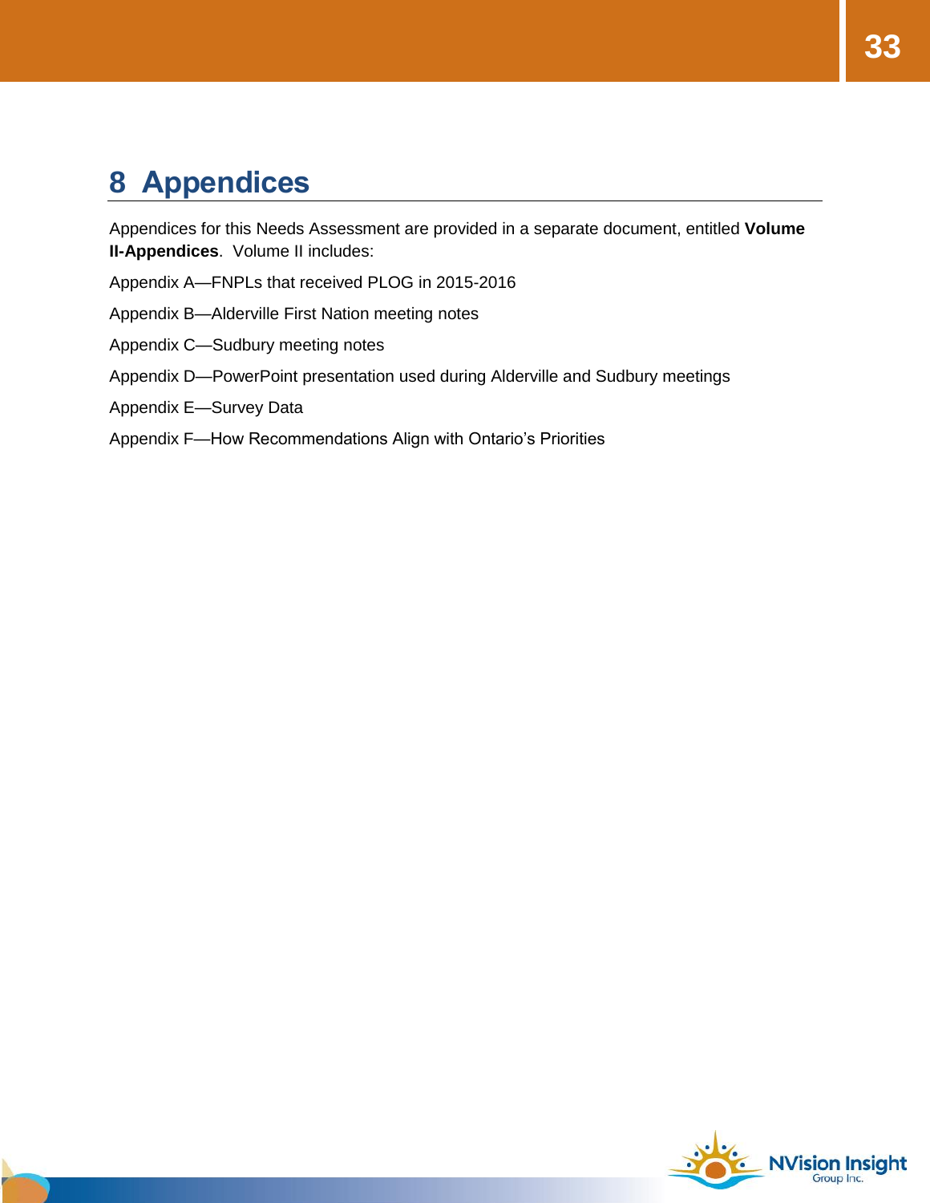# 8 Appendices

Appendices for this Needs Assessment are provided in a separate document, entitled **Volume II-Appendices**. Volume II includes:

Appendix A—FNPLs that received PLOG in 2015-2016

Appendix B—Alderville First Nation meeting notes

Appendix C—Sudbury meeting notes

Appendix D—PowerPoint presentation used during Alderville and Sudbury meetings

Appendix E—Survey Data

Appendix F—How Recommendations Align with Ontario's Priorities